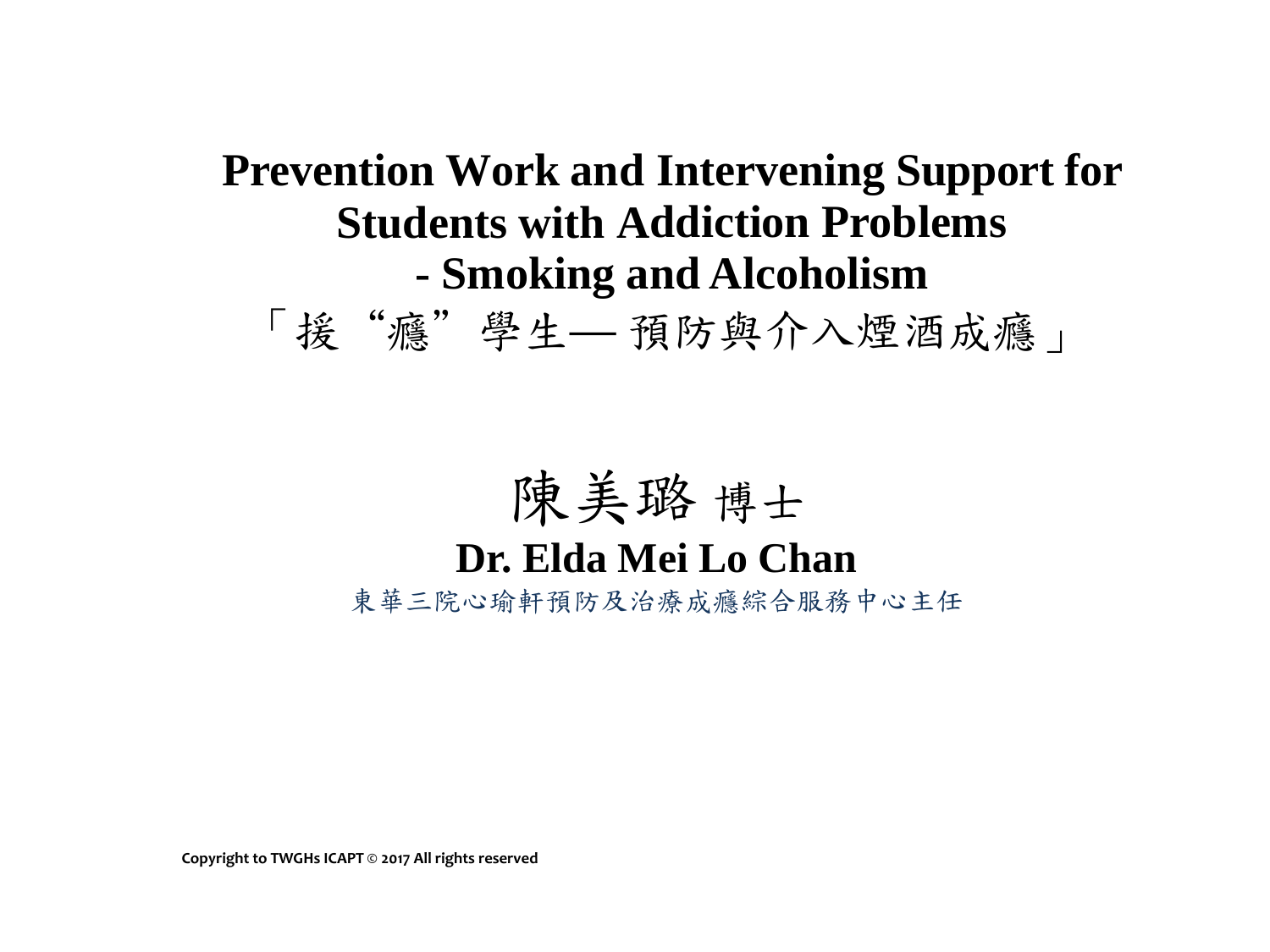# Prevention Work and Intervening Support for Students with Addiction Problems - Smoking and Alcoholism

「援"癮"學生— 預防與介入煙酒成癮」

陳美璐 博士

**Dr. Elda Mei Lo Chan**

東華三院心瑜軒預防及治療成癮綜合服務中心主任

**Copyright to TWGHs ICAPT © 2017 All rights reserved**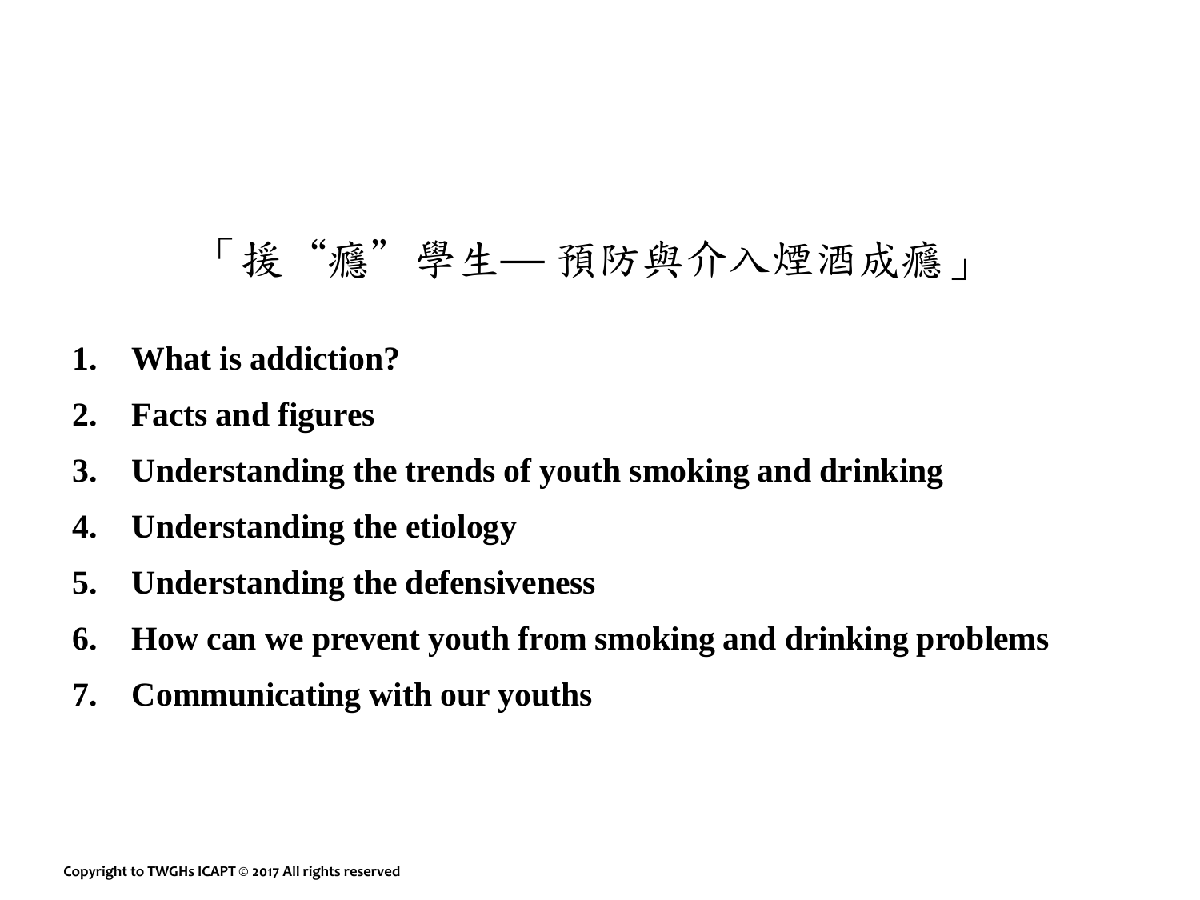# 「援"癮"學生— 預防與介入煙酒成癮」

1. **What is addiction?**
2. **Facts and figures**
3. **Understanding the trends of youth smoking and drinking**
4. **Understanding the etiology**
5. **Understanding the defensiveness**
6. **How can we prevent youth from smoking and drinking problems**
7. **Communicating with our youths**

**Copyright to TWGHs ICAPT © 2017 All rights reserved**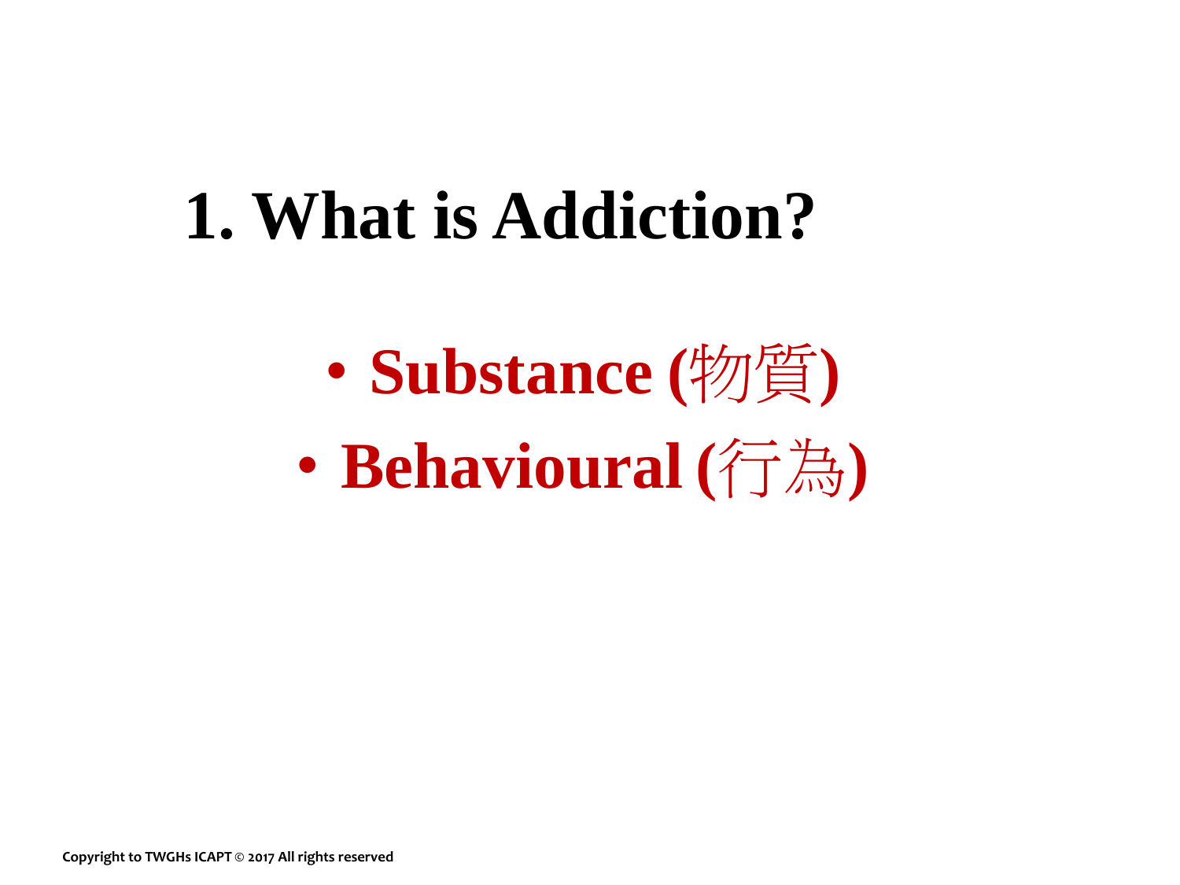# 1. What is Addiction?

- **Substance (物質)**
- **Behavioural (行為)**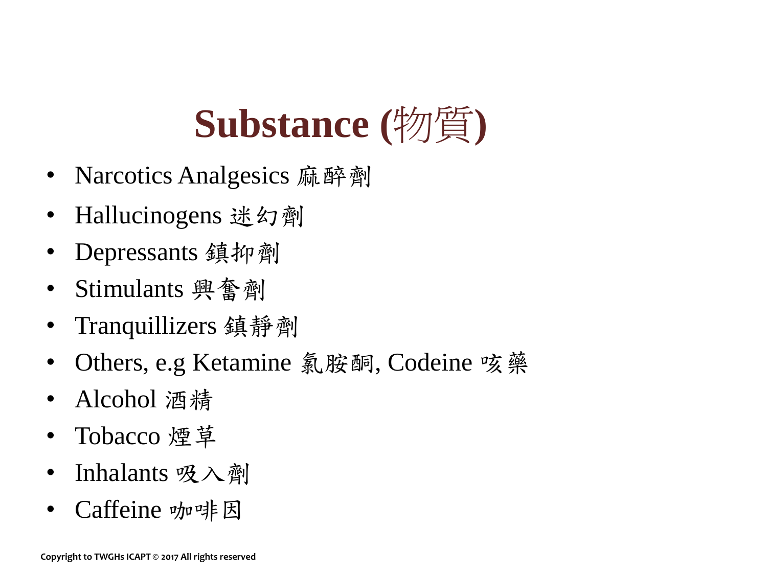# Substance (物質)

- Narcotics Analgesics 痲醉劑
- Hallucinogens 迷幻劑
- Depressants 鎮抑劑
- Stimulants 興奮劑
- Tranquillizers 鎮靜劑
- Others, e.g Ketamine 氯胺酮, Codeine 咳藥
- Alcohol 酒精
- Tobacco 煙草
- Inhalants 吸入劑
- Caffeine 咖啡因

Copyright to TWGHs ICAPT © 2017 All rights reserved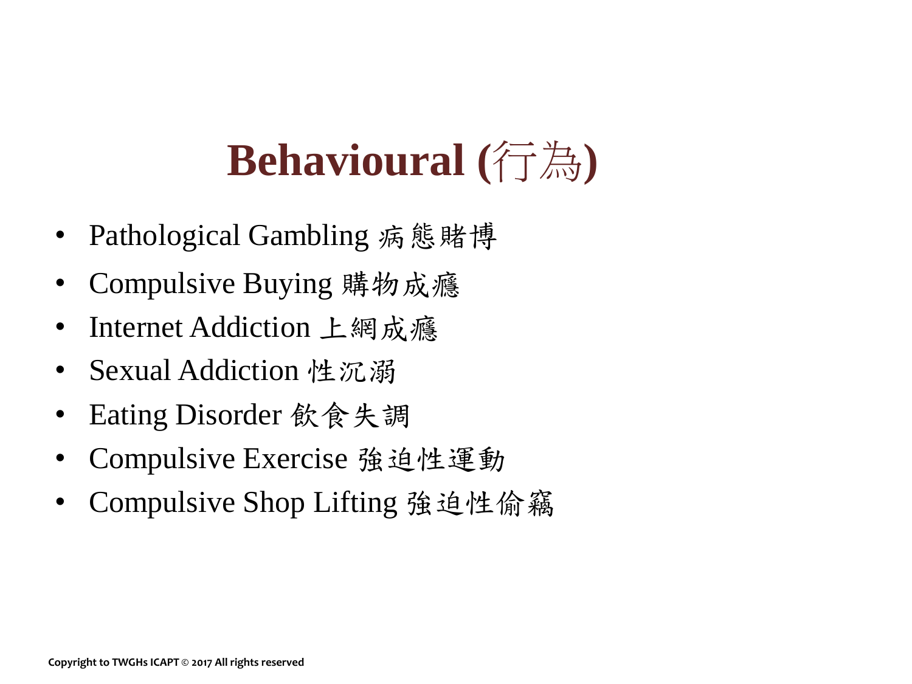# Behavioural (行為)

- Pathological Gambling 病態賭博
- Compulsive Buying 購物成癮
- Internet Addiction 上網成癮
- Sexual Addiction 性沉溺
- Eating Disorder 飲食失調
- Compulsive Exercise 強迫性運動
- Compulsive Shop Lifting 強迫性偷竊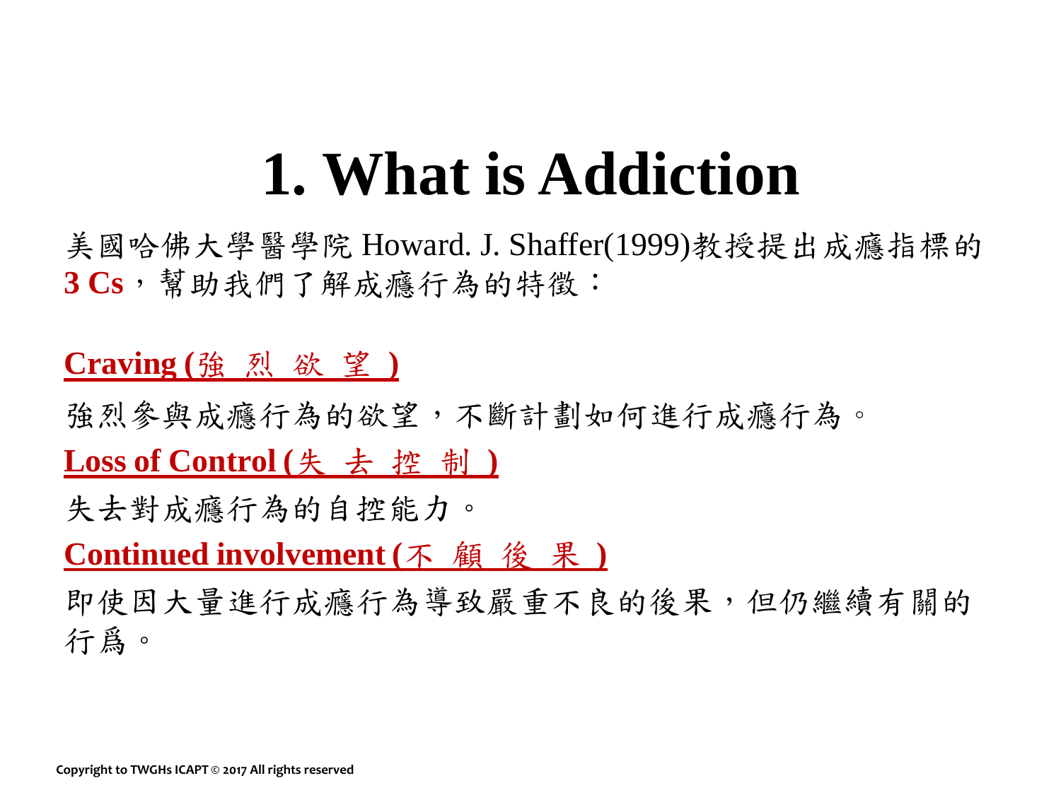# 1. What is Addiction

美國哈佛大學醫學院 Howard. J. Shaffer(1999)教授提出成癮指標的 **3 Cs**，幫助我們了解成癮行為的特徵：

**Craving (強 烈 欲 望 )**

強烈參與成癮行為的欲望，不斷計劃如何進行成癮行為。

**Loss of Control (失 去 控 制 )**

失去對成癮行為的自控能力。

**Continued involvement (不 顧 後 果 )**

即使因大量進行成癮行為導致嚴重不良的後果，但仍繼續有關的行爲。

Copyright to TWGHs ICAPT © 2017 All rights reserved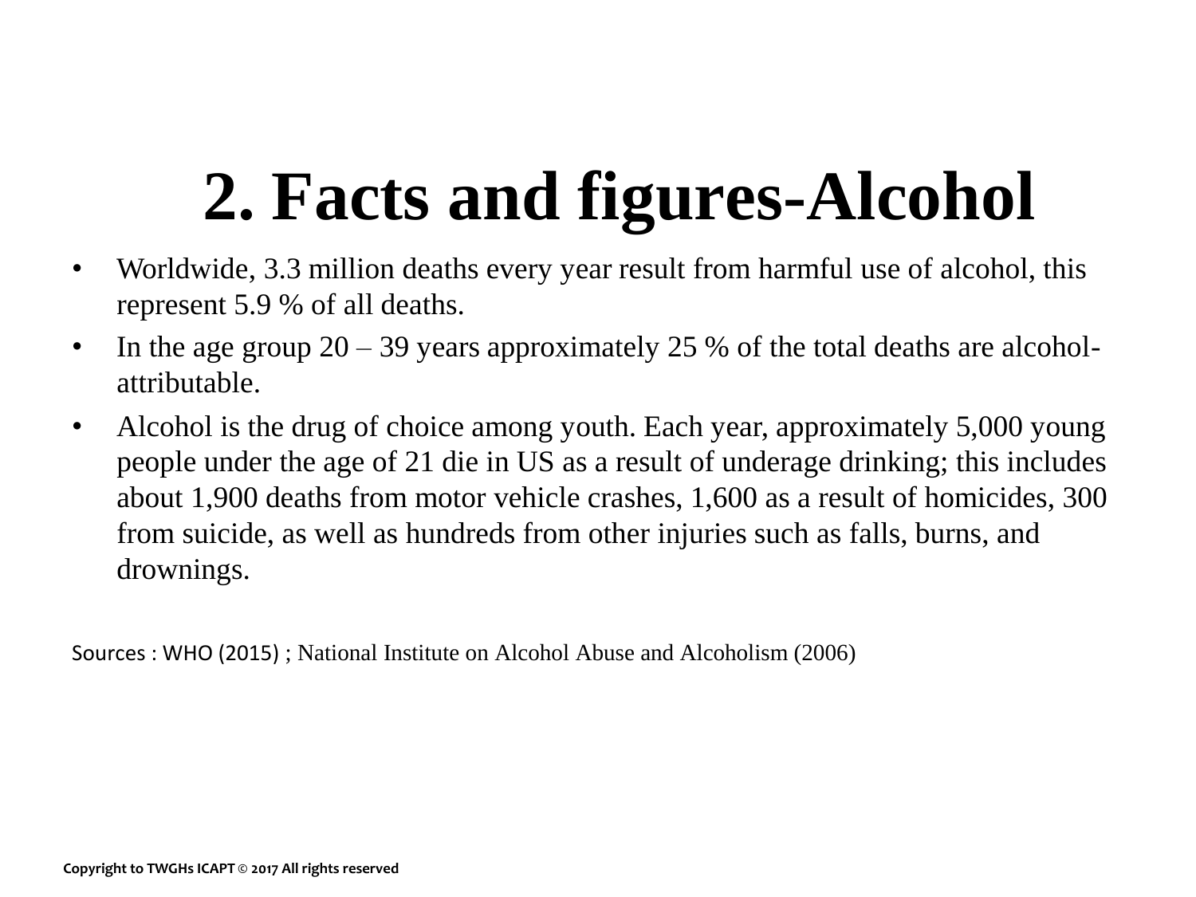# 2. Facts and figures-Alcohol

- Worldwide, 3.3 million deaths every year result from harmful use of alcohol, this represent 5.9 % of all deaths.
- In the age group 20 – 39 years approximately 25 % of the total deaths are alcohol-attributable.
- Alcohol is the drug of choice among youth. Each year, approximately 5,000 young people under the age of 21 die in US as a result of underage drinking; this includes about 1,900 deaths from motor vehicle crashes, 1,600 as a result of homicides, 300 from suicide, as well as hundreds from other injuries such as falls, burns, and drownings.

Sources : WHO (2015) ; National Institute on Alcohol Abuse and Alcoholism (2006)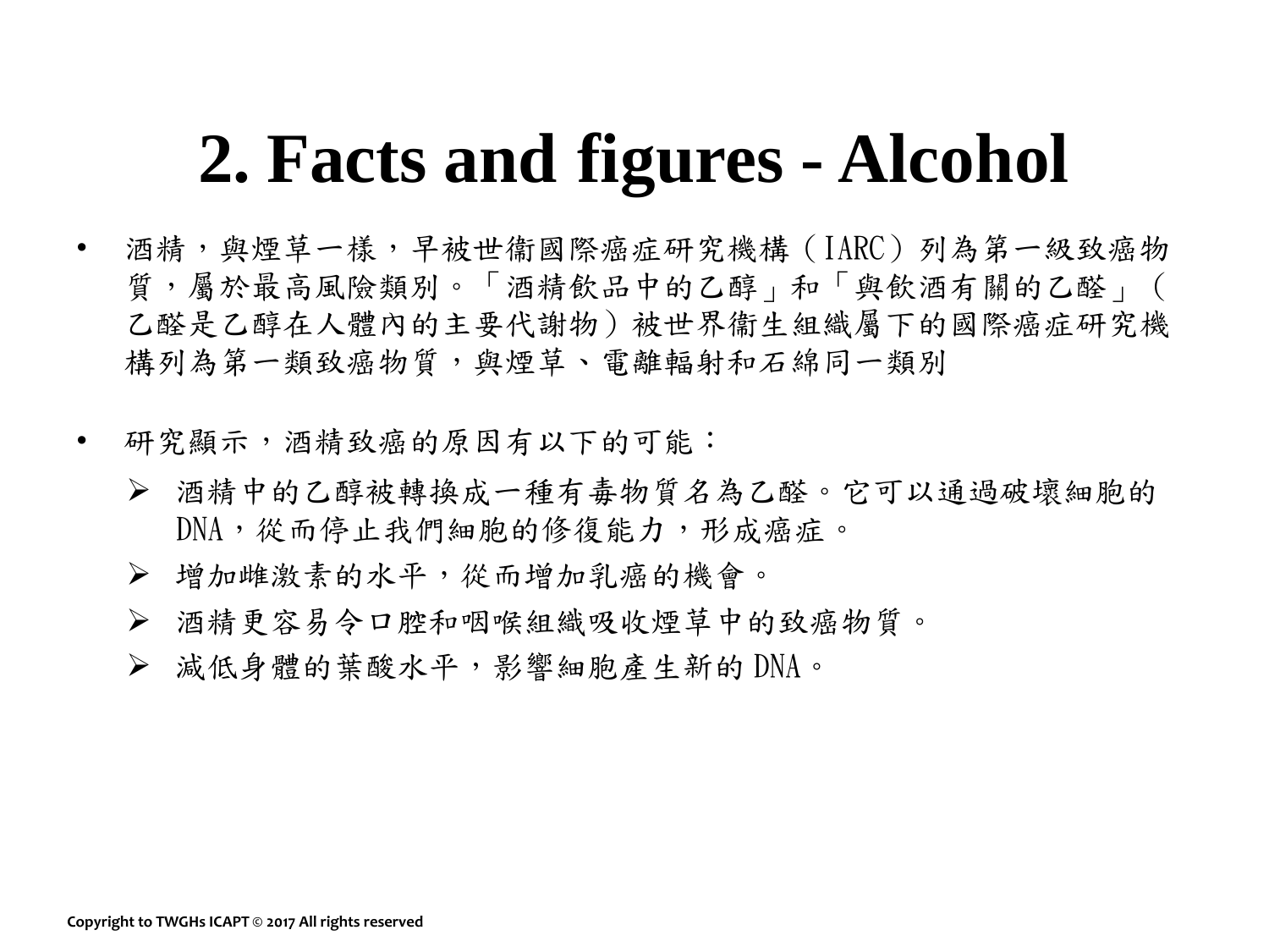# 2. Facts and figures - Alcohol

- 酒精，與煙草一樣，早被世衞國際癌症研究機構（IARC）列為第一級致癌物質，屬於最高風險類別。「酒精飲品中的乙醇」和「與飲酒有關的乙醛」（乙醛是乙醇在人體內的主要代謝物）被世界衛生組織屬下的國際癌症研究機構列為第一類致癌物質，與煙草、電離輻射和石綿同一類別

- 研究顯示，酒精致癌的原因有以下的可能：
  - 酒精中的乙醇被轉換成一種有毒物質名為乙醛。它可以通過破壞細胞的DNA，從而停止我們細胞的修復能力，形成癌症。
  - 增加雌激素的水平，從而增加乳癌的機會。
  - 酒精更容易令口腔和咽喉組織吸收煙草中的致癌物質。
  - 減低身體的葉酸水平，影響細胞產生新的DNA。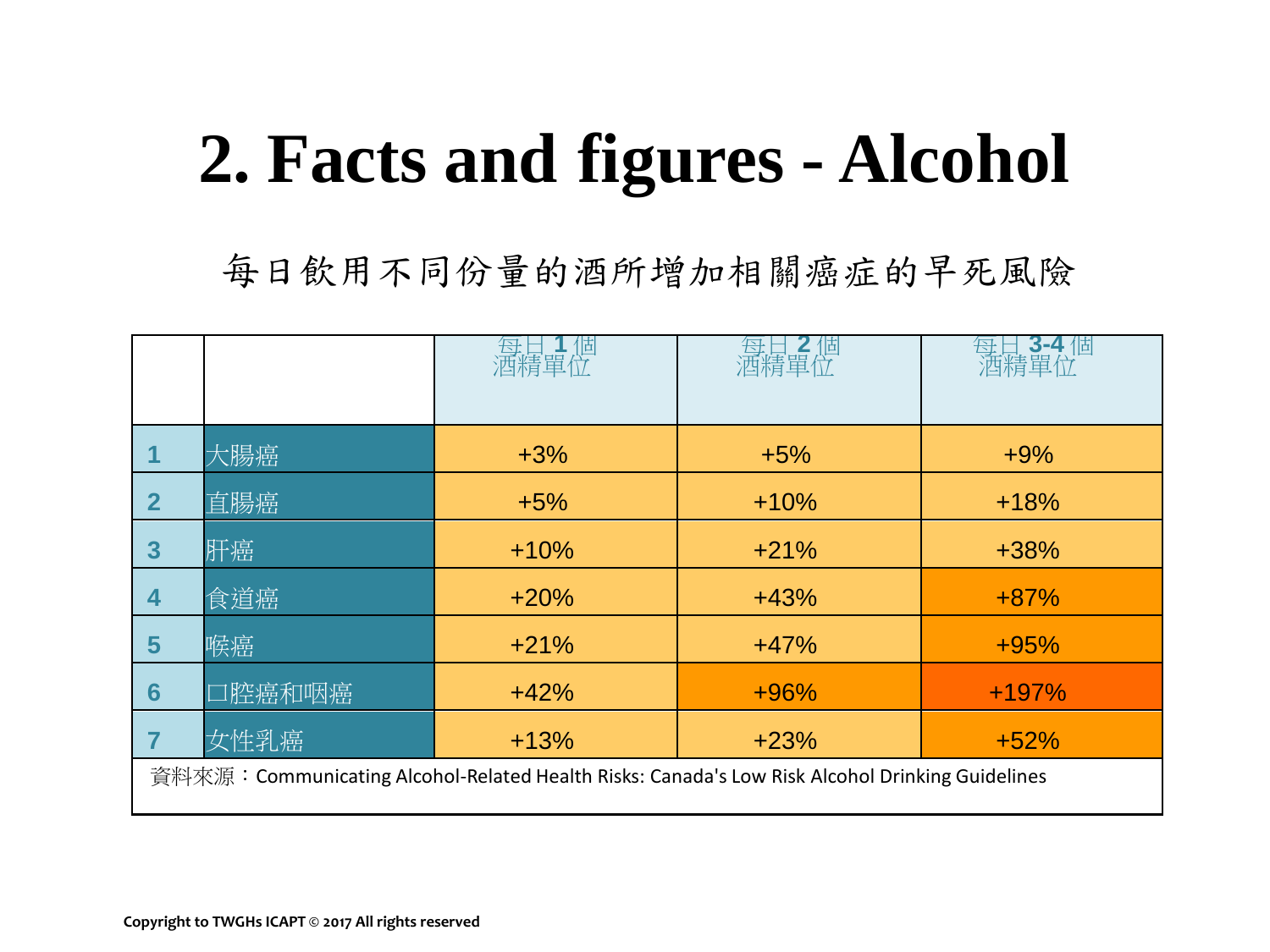# 2. Facts and figures - Alcohol

每日飲用不同份量的酒所增加相關癌症的早死風險

| | | 每日 1 個酒精單位 | 每日 2 個酒精單位 | 每日 3-4 個酒精單位 |
|---|---|---|---|---|
| 1 | 大腸癌 | +3% | +5% | +9% |
| 2 | 直腸癌 | +5% | +10% | +18% |
| 3 | 肝癌 | +10% | +21% | +38% |
| 4 | 食道癌 | +20% | +43% | +87% |
| 5 | 喉癌 | +21% | +47% | +95% |
| 6 | 口腔癌和咽癌 | +42% | +96% | +197% |
| 7 | 女性乳癌 | +13% | +23% | +52% |

資料來源：Communicating Alcohol-Related Health Risks: Canada's Low Risk Alcohol Drinking Guidelines

Copyright to TWGHs ICAPT © 2017 All rights reserved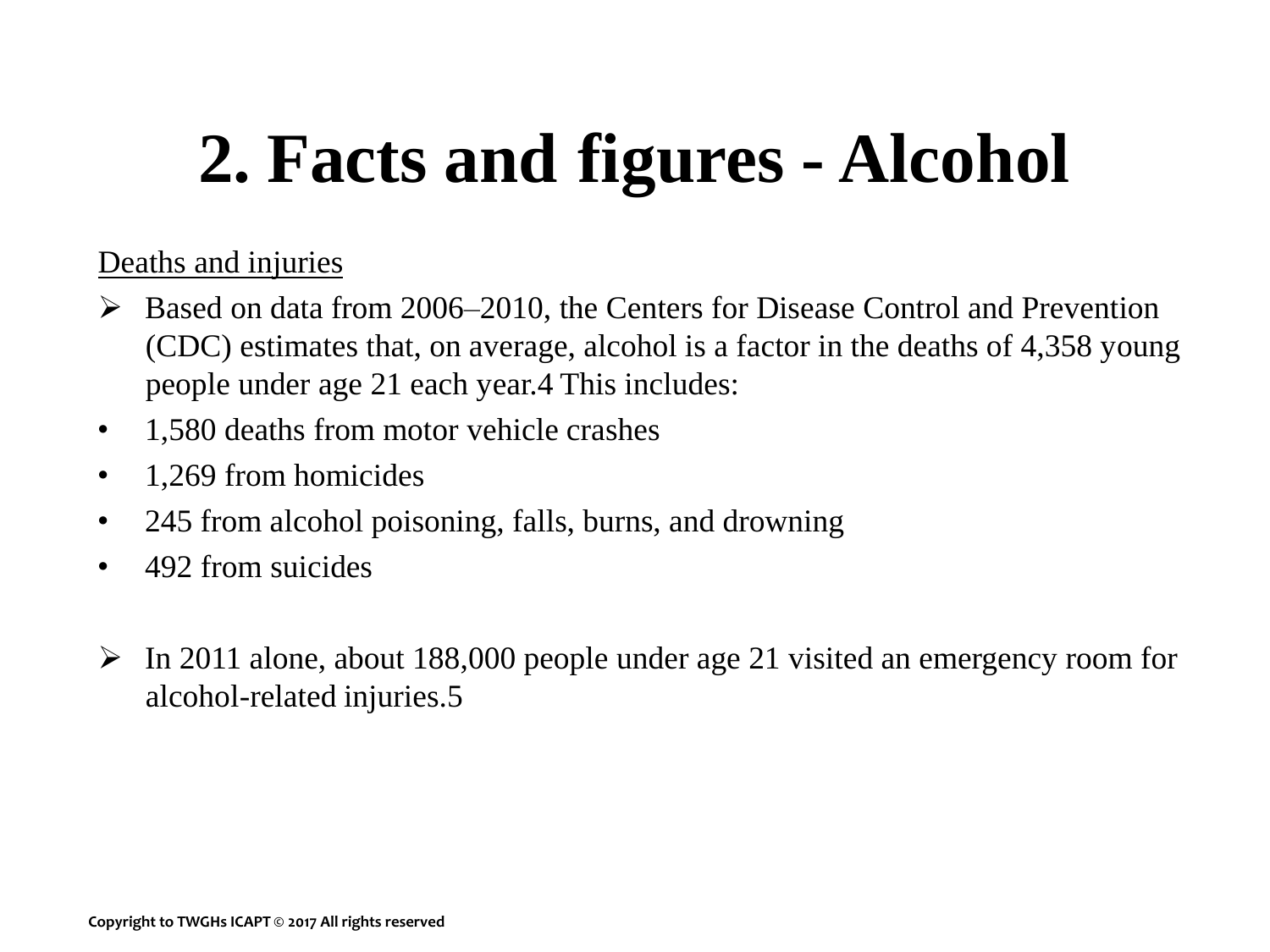# 2. Facts and figures - Alcohol

Deaths and injuries

- Based on data from 2006–2010, the Centers for Disease Control and Prevention (CDC) estimates that, on average, alcohol is a factor in the deaths of 4,358 young people under age 21 each year.4 This includes:
- 1,580 deaths from motor vehicle crashes
- 1,269 from homicides
- 245 from alcohol poisoning, falls, burns, and drowning
- 492 from suicides

- In 2011 alone, about 188,000 people under age 21 visited an emergency room for alcohol-related injuries.5

Copyright to TWGHs ICAPT © 2017 All rights reserved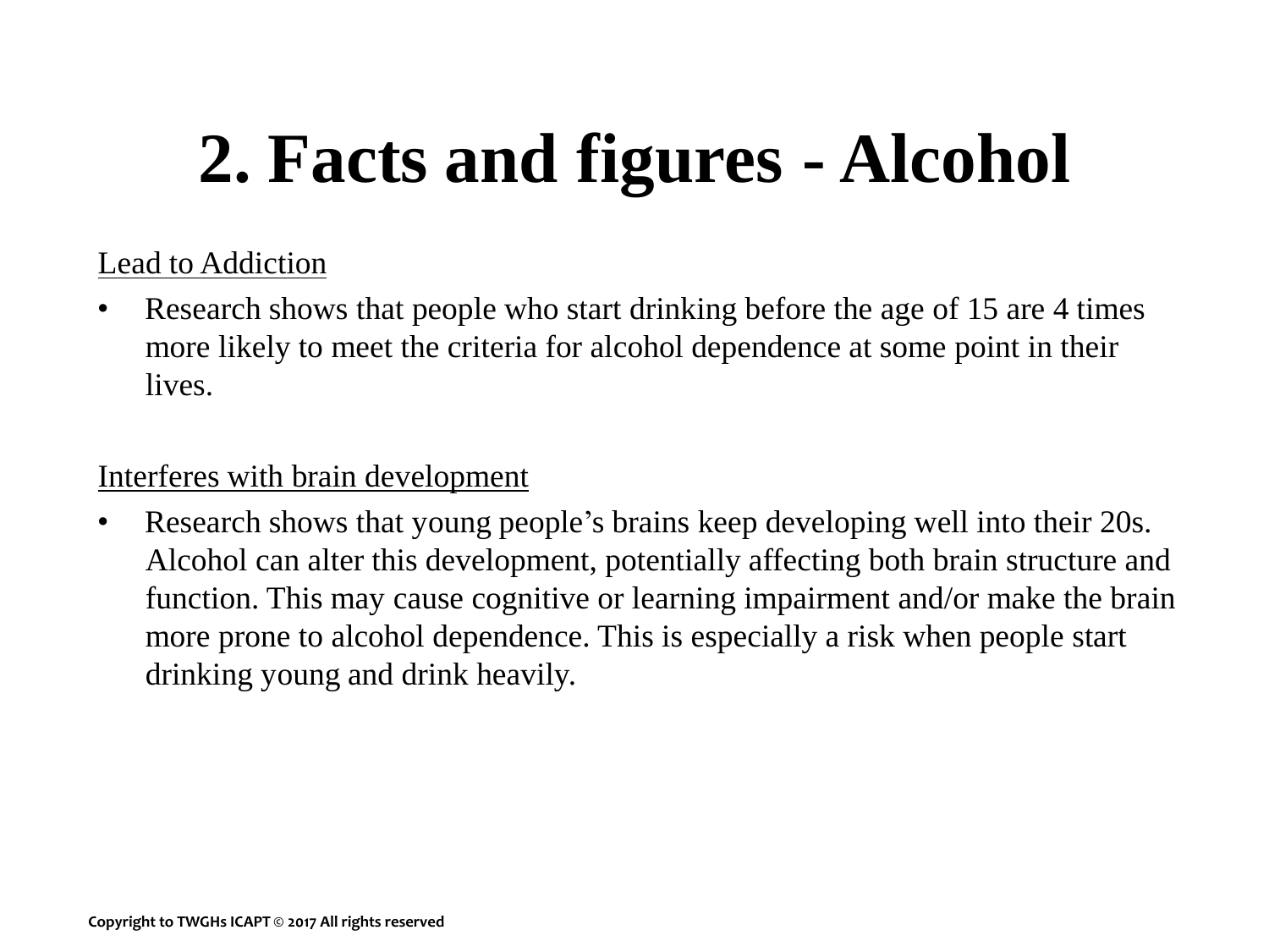# 2. Facts and figures - Alcohol

Lead to Addiction

- Research shows that people who start drinking before the age of 15 are 4 times more likely to meet the criteria for alcohol dependence at some point in their lives.

Interferes with brain development

- Research shows that young people's brains keep developing well into their 20s. Alcohol can alter this development, potentially affecting both brain structure and function. This may cause cognitive or learning impairment and/or make the brain more prone to alcohol dependence. This is especially a risk when people start drinking young and drink heavily.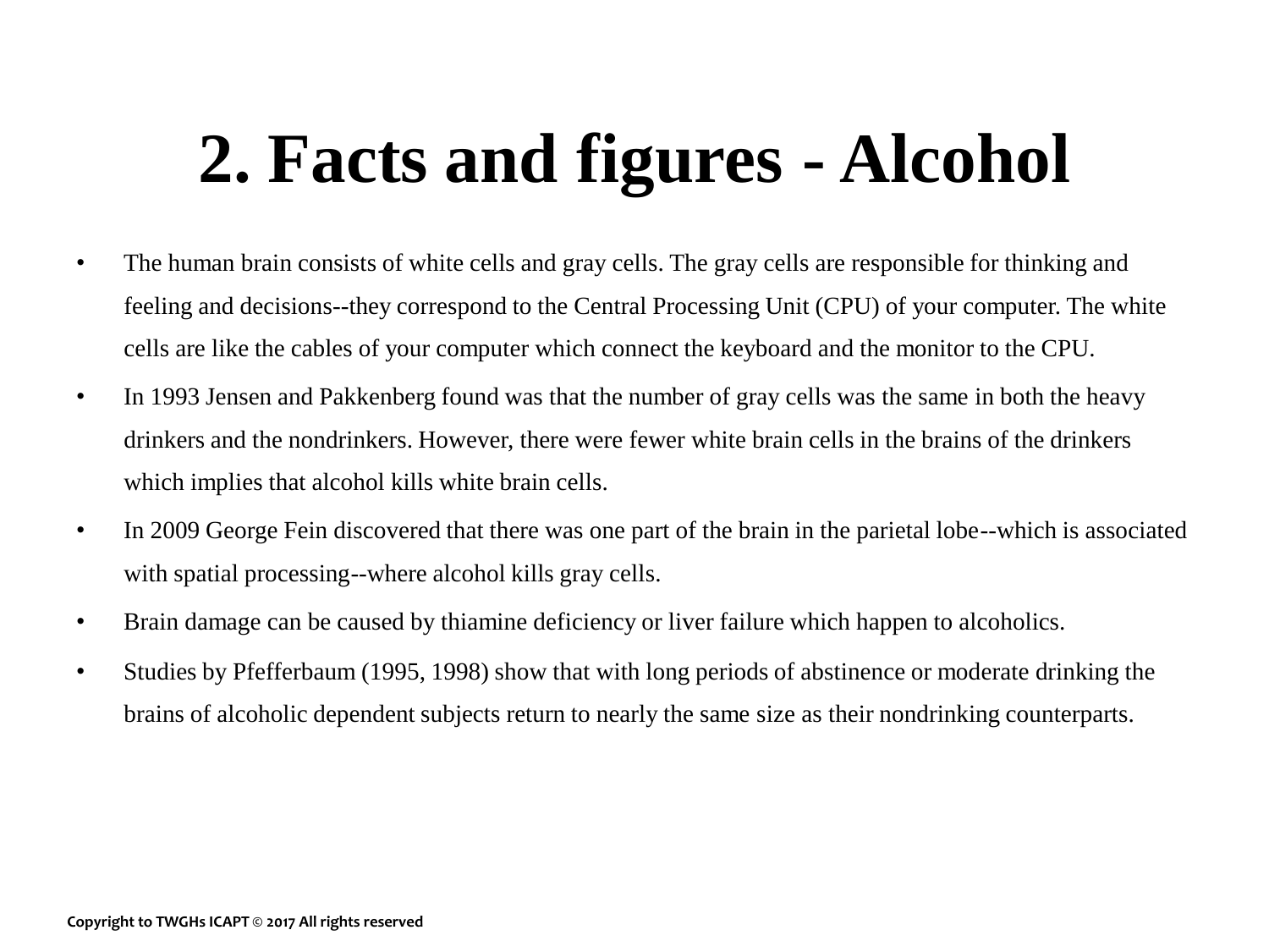# 2. Facts and figures - Alcohol

- The human brain consists of white cells and gray cells. The gray cells are responsible for thinking and feeling and decisions--they correspond to the Central Processing Unit (CPU) of your computer. The white cells are like the cables of your computer which connect the keyboard and the monitor to the CPU.
- In 1993 Jensen and Pakkenberg found was that the number of gray cells was the same in both the heavy drinkers and the nondrinkers. However, there were fewer white brain cells in the brains of the drinkers which implies that alcohol kills white brain cells.
- In 2009 George Fein discovered that there was one part of the brain in the parietal lobe--which is associated with spatial processing--where alcohol kills gray cells.
- Brain damage can be caused by thiamine deficiency or liver failure which happen to alcoholics.
- Studies by Pfefferbaum (1995, 1998) show that with long periods of abstinence or moderate drinking the brains of alcoholic dependent subjects return to nearly the same size as their nondrinking counterparts.

Copyright to TWGHs ICAPT © 2017 All rights reserved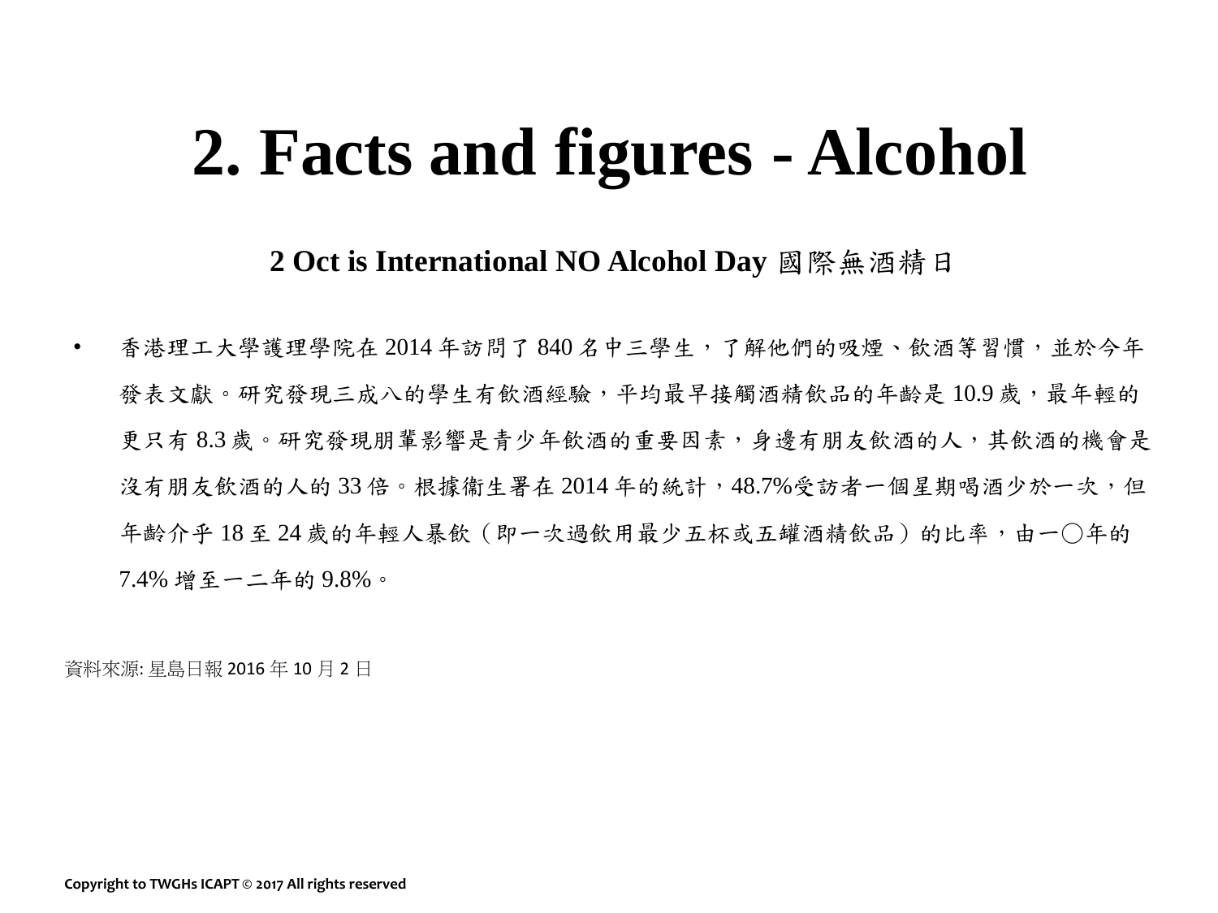# 2. Facts and figures - Alcohol

**2 Oct is International NO Alcohol Day** 國際無酒精日

- 香港理工大學護理學院在 2014 年訪問了 840 名中三學生，了解他們的吸煙、飲酒等習慣，並於今年發表文獻。研究發現三成八的學生有飲酒經驗，平均最早接觸酒精飲品的年齡是 10.9 歲，最年輕的更只有 8.3 歲。研究發現朋輩影響是青少年飲酒的重要因素，身邊有朋友飲酒的人，其飲酒的機會是沒有朋友飲酒的人的 33 倍。根據衛生署在 2014 年的統計，48.7%受訪者一個星期喝酒少於一次，但年齡介乎 18 至 24 歲的年輕人暴飲（即一次過飲用最少五杯或五罐酒精飲品）的比率，由一〇年的 7.4% 增至一二年的 9.8%。

資料來源: 星島日報 2016 年 10 月 2 日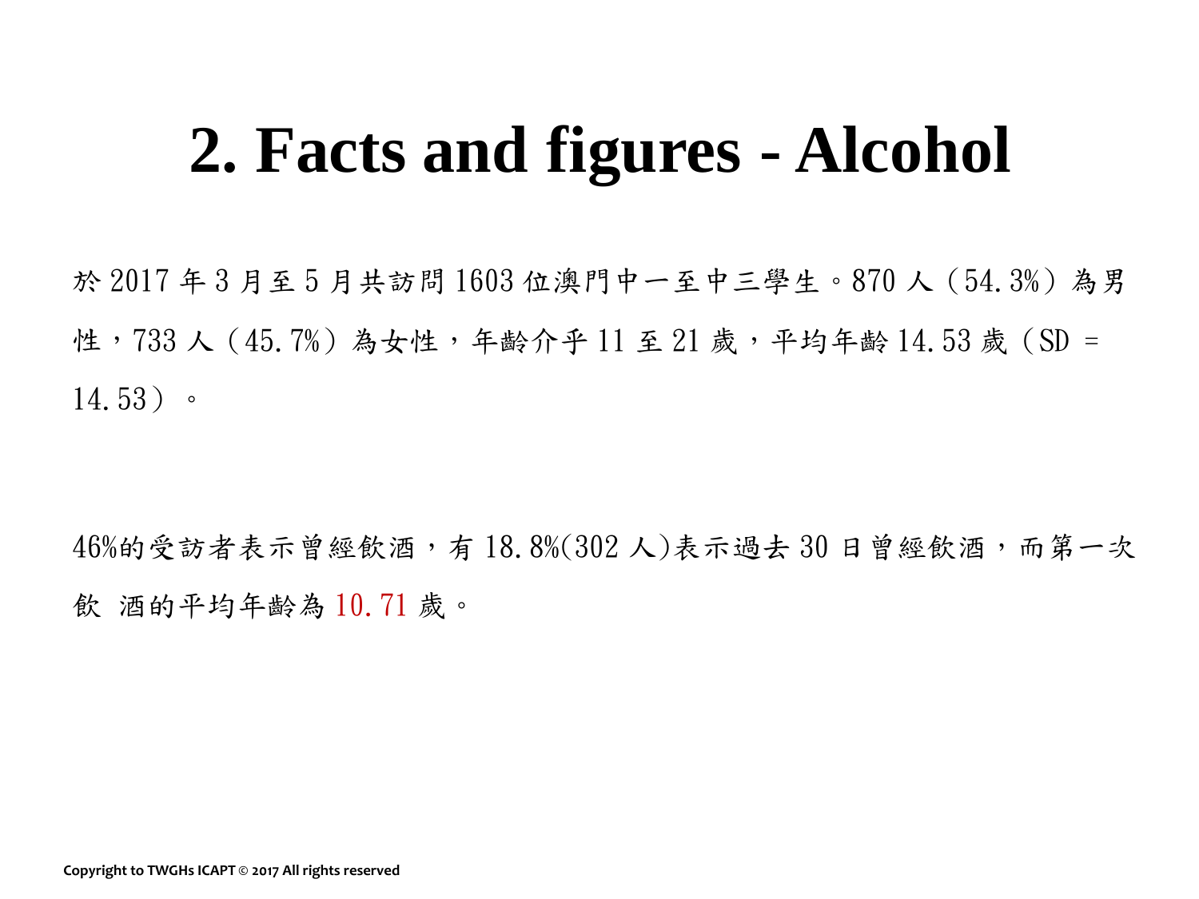# 2. Facts and figures - Alcohol

於 2017 年 3 月至 5 月共訪問 1603 位澳門中一至中三學生。870 人（54.3%）為男性，733 人（45.7%）為女性，年齡介乎 11 至 21 歲，平均年齡 14.53 歲（SD = 14.53）。

46%的受訪者表示曾經飲酒，有 18.8%(302 人)表示過去 30 日曾經飲酒，而第一次飲 酒的平均年齡為 10.71 歲。

Copyright to TWGHs ICAPT © 2017 All rights reserved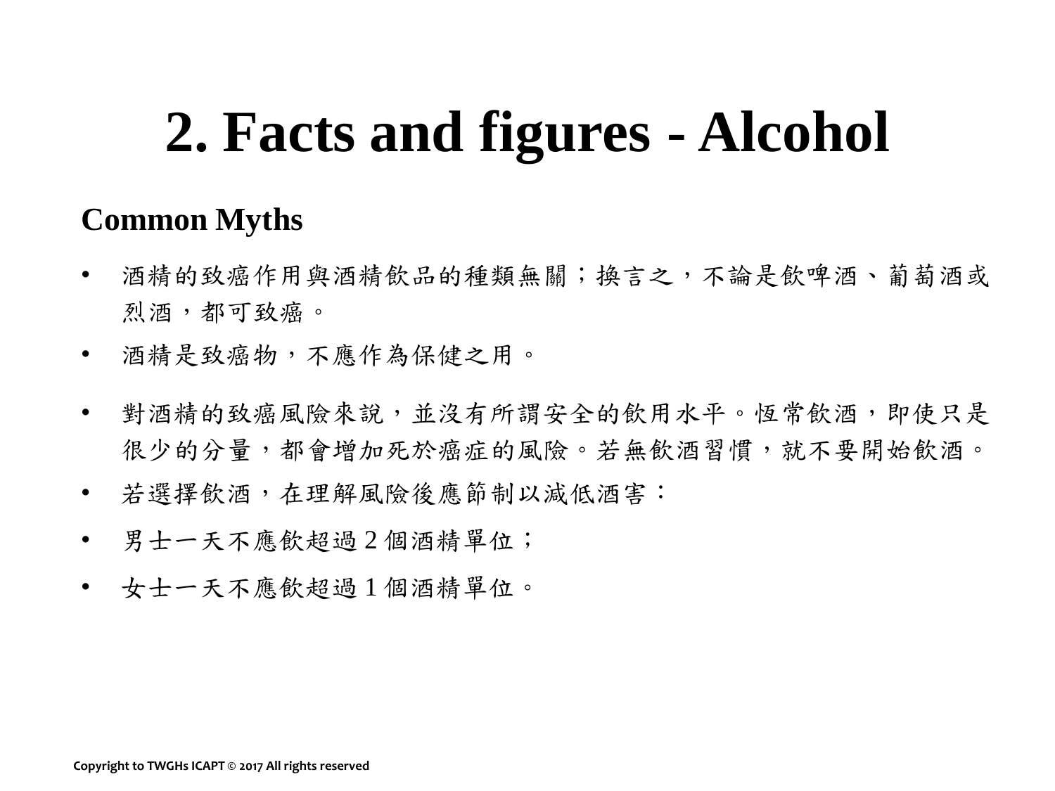# 2. Facts and figures - Alcohol

**Common Myths**

- 酒精的致癌作用與酒精飲品的種類無關；換言之，不論是飲啤酒、葡萄酒或烈酒，都可致癌。
- 酒精是致癌物，不應作為保健之用。
- 對酒精的致癌風險來說，並沒有所謂安全的飲用水平。恆常飲酒，即使只是很少的分量，都會增加死於癌症的風險。若無飲酒習慣，就不要開始飲酒。
- 若選擇飲酒，在理解風險後應節制以減低酒害：
- 男士一天不應飲超過 2 個酒精單位；
- 女士一天不應飲超過 1 個酒精單位。

Copyright to TWGHs ICAPT © 2017 All rights reserved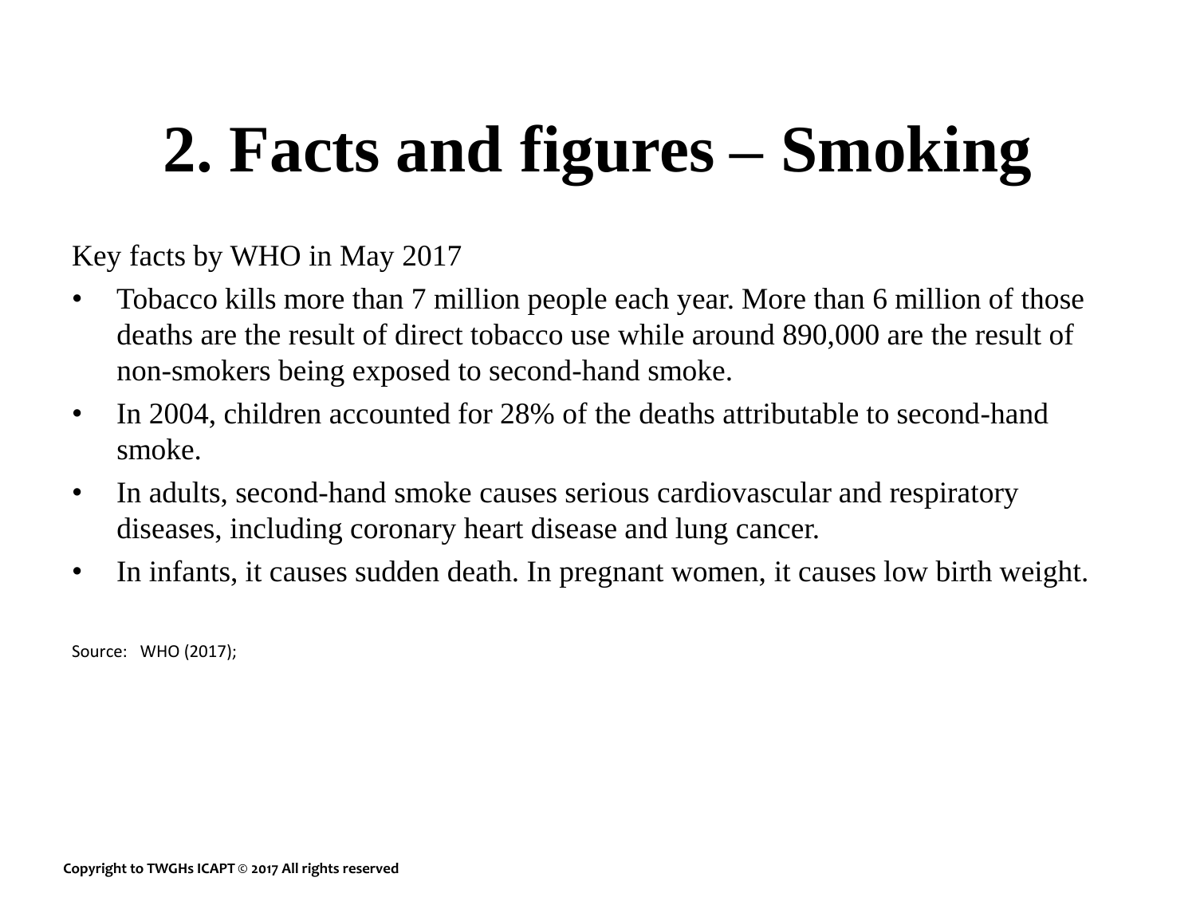# 2. Facts and figures – Smoking

Key facts by WHO in May 2017

- Tobacco kills more than 7 million people each year. More than 6 million of those deaths are the result of direct tobacco use while around 890,000 are the result of non-smokers being exposed to second-hand smoke.
- In 2004, children accounted for 28% of the deaths attributable to second-hand smoke.
- In adults, second-hand smoke causes serious cardiovascular and respiratory diseases, including coronary heart disease and lung cancer.
- In infants, it causes sudden death. In pregnant women, it causes low birth weight.

Source: WHO (2017);

Copyright to TWGHs ICAPT © 2017 All rights reserved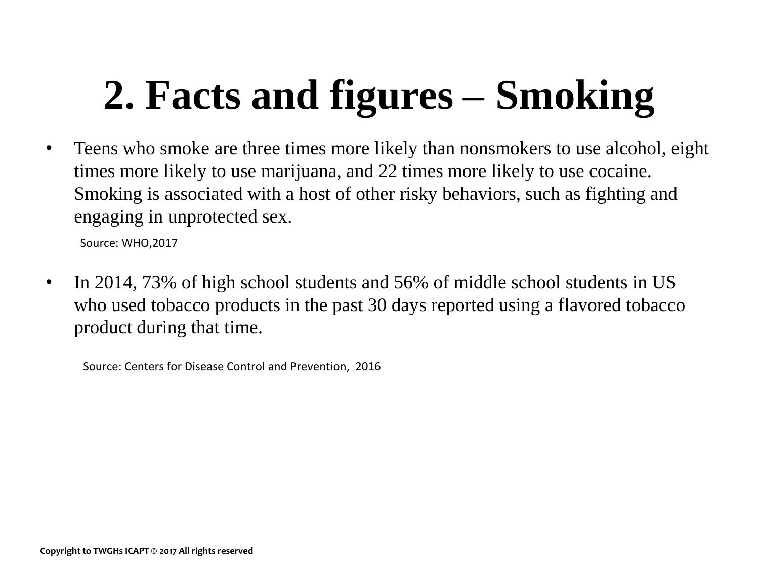# 2. Facts and figures – Smoking

- Teens who smoke are three times more likely than nonsmokers to use alcohol, eight times more likely to use marijuana, and 22 times more likely to use cocaine. Smoking is associated with a host of other risky behaviors, such as fighting and engaging in unprotected sex.

  Source: WHO,2017

- In 2014, 73% of high school students and 56% of middle school students in US who used tobacco products in the past 30 days reported using a flavored tobacco product during that time.

  Source: Centers for Disease Control and Prevention, 2016

**Copyright to TWGHs ICAPT © 2017 All rights reserved**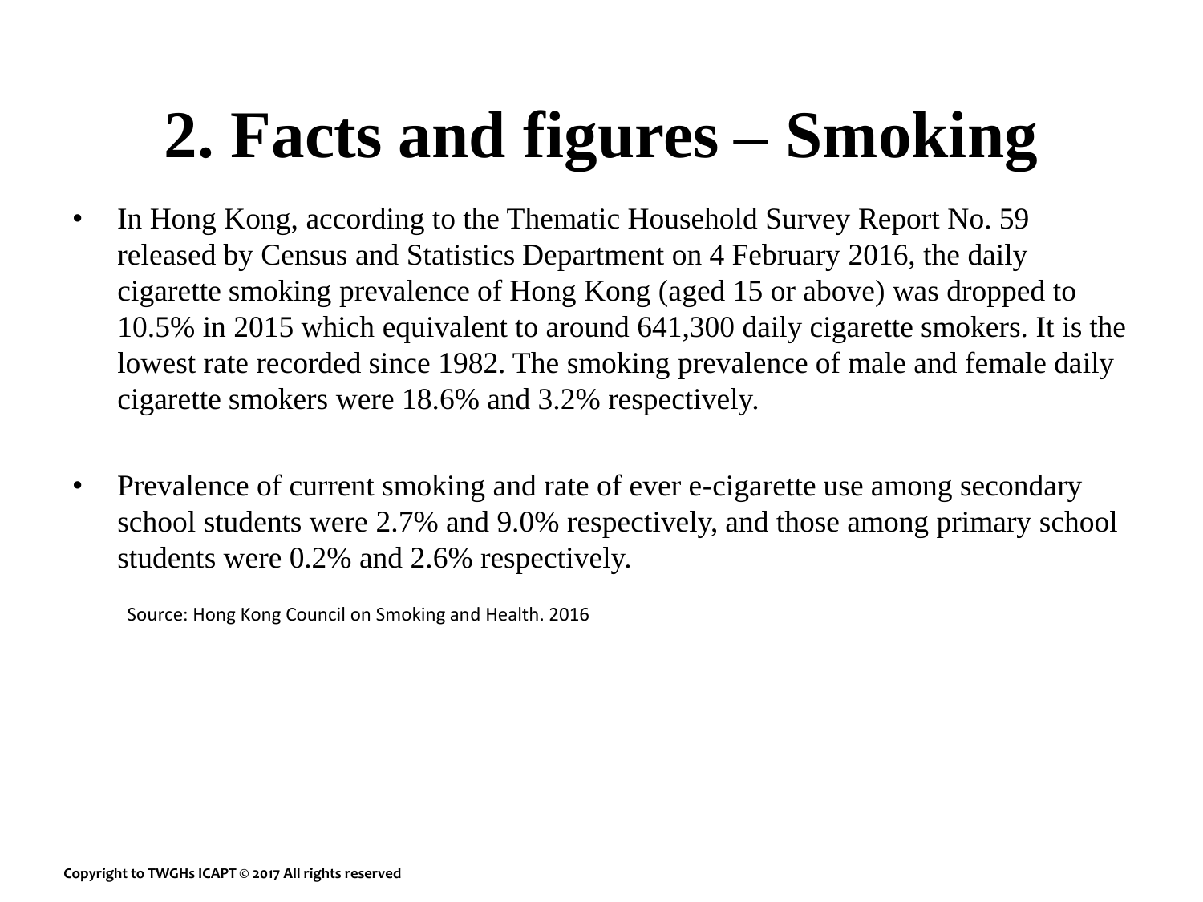# 2. Facts and figures – Smoking

- In Hong Kong, according to the Thematic Household Survey Report No. 59 released by Census and Statistics Department on 4 February 2016, the daily cigarette smoking prevalence of Hong Kong (aged 15 or above) was dropped to 10.5% in 2015 which equivalent to around 641,300 daily cigarette smokers. It is the lowest rate recorded since 1982. The smoking prevalence of male and female daily cigarette smokers were 18.6% and 3.2% respectively.

- Prevalence of current smoking and rate of ever e-cigarette use among secondary school students were 2.7% and 9.0% respectively, and those among primary school students were 0.2% and 2.6% respectively.

Source: Hong Kong Council on Smoking and Health. 2016

Copyright to TWGHs ICAPT © 2017 All rights reserved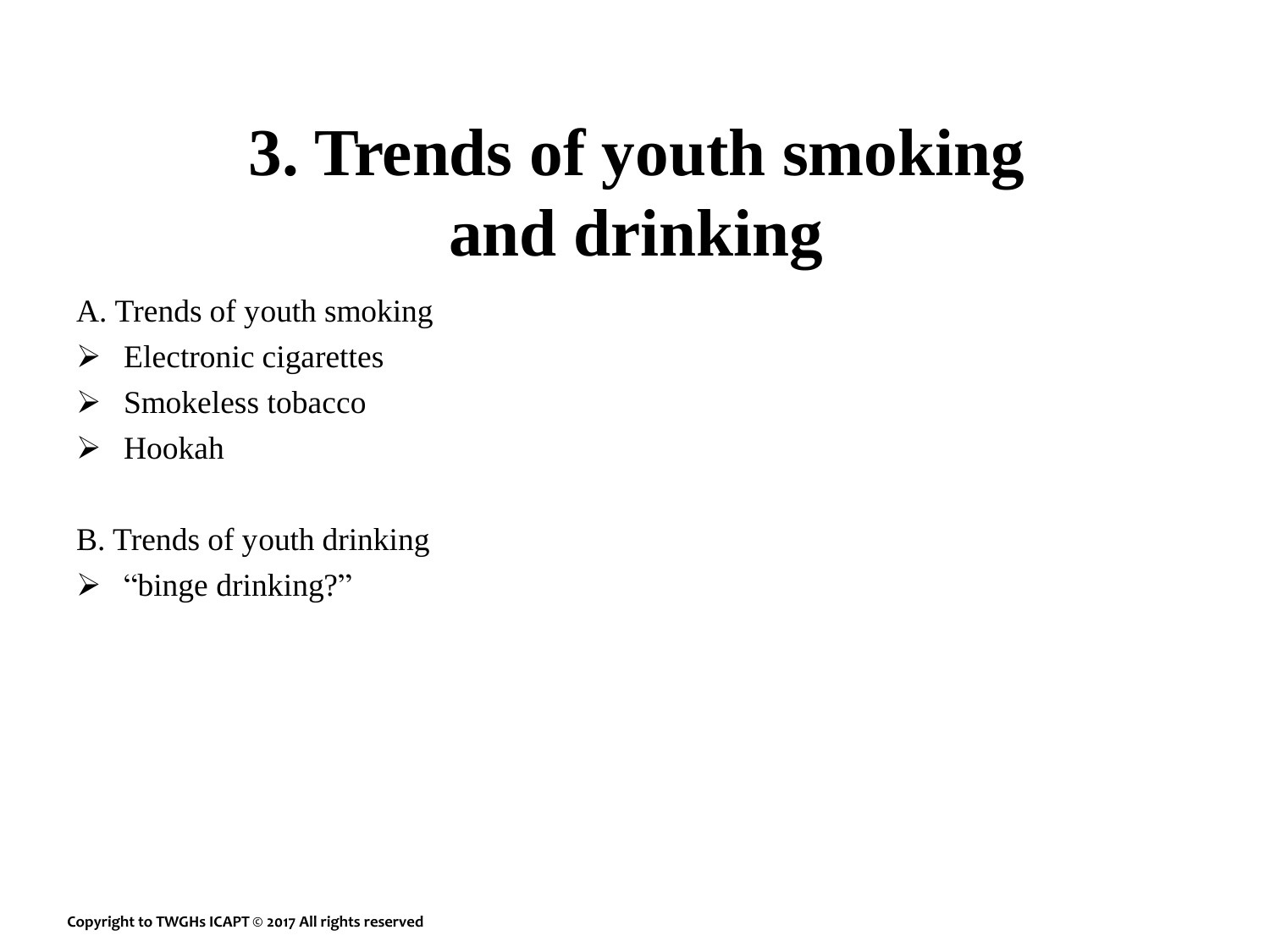# 3. Trends of youth smoking and drinking

A. Trends of youth smoking

- Electronic cigarettes
- Smokeless tobacco
- Hookah

B. Trends of youth drinking

- “binge drinking?”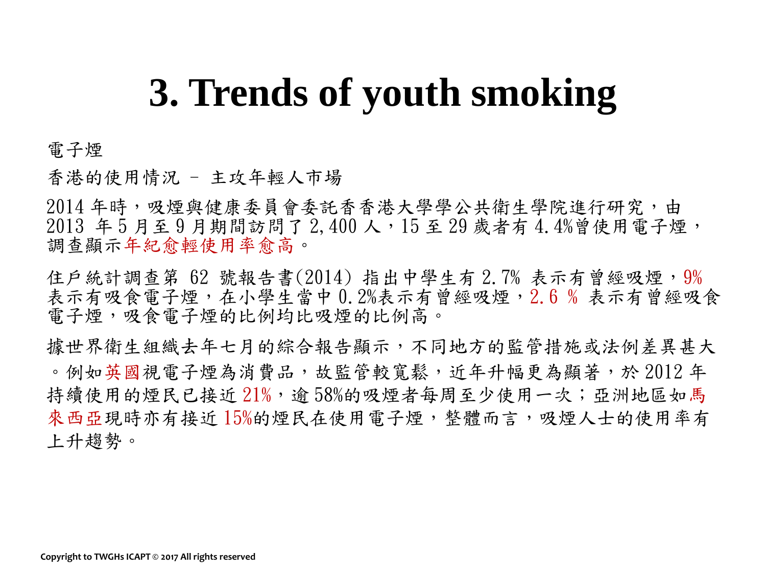# 3. Trends of youth smoking

電子煙

香港的使用情況 – 主攻年輕人市場

2014 年時，吸煙與健康委員會委託香香港大學學公共衛生學院進行研究，由 2013 年 5 月至 9 月期間訪問了 2,400 人，15 至 29 歲者有 4.4%曾使用電子煙，調查顯示年紀愈輕使用率愈高。

住戶統計調查第 62 號報告書(2014) 指出中學生有 2.7% 表示有曾經吸煙，9% 表示有吸食電子煙，在小學生當中 0.2%表示有曾經吸煙，2.6 % 表示有曾經吸食電子煙，吸食電子煙的比例均比吸煙的比例高。

據世界衛生組織去年七月的綜合報告顯示，不同地方的監管措施或法例差異甚大。例如英國視電子煙為消費品，故監管較寬鬆，近年升幅更為顯著，於 2012 年持續使用的煙民已接近 21%，逾 58%的吸煙者每周至少使用一次；亞洲地區如馬來西亞現時亦有接近 15%的煙民在使用電子煙，整體而言，吸煙人士的使用率有上升趨勢。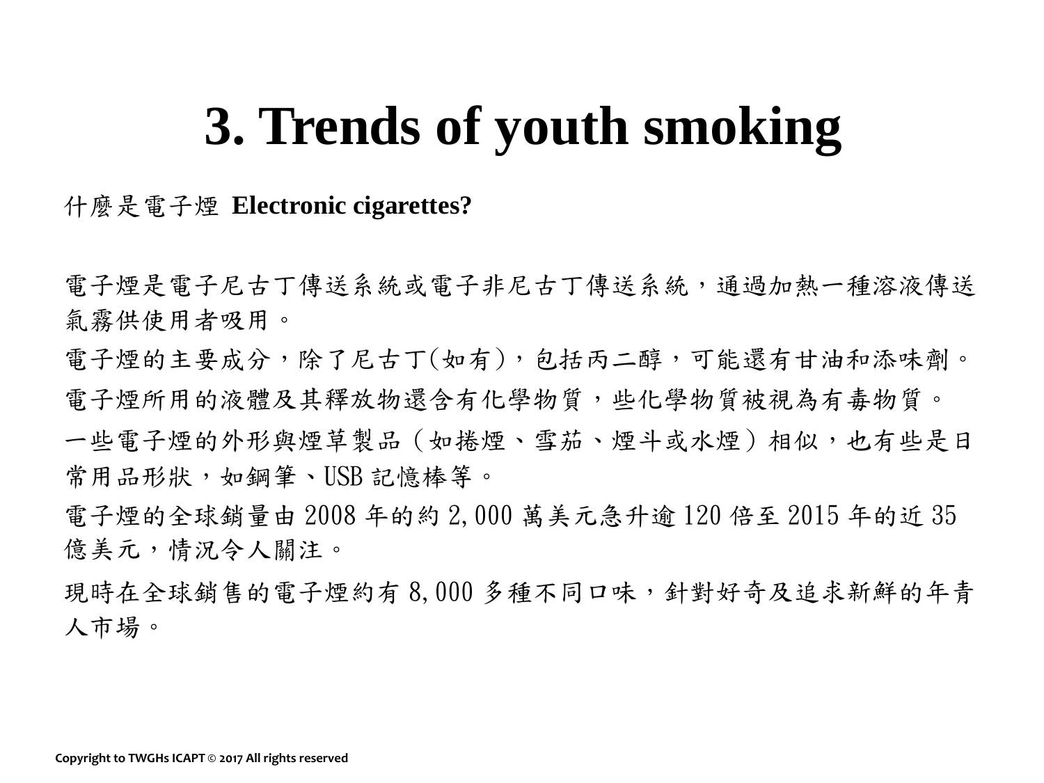# 3. Trends of youth smoking

什麼是電子煙 **Electronic cigarettes?**

電子煙是電子尼古丁傳送系統或電子非尼古丁傳送系統，通過加熱一種溶液傳送氣霧供使用者吸用。

電子煙的主要成分，除了尼古丁(如有)，包括丙二醇，可能還有甘油和添味劑。

電子煙所用的液體及其釋放物還含有化學物質，些化學物質被視為有毒物質。

一些電子煙的外形與煙草製品（如捲煙、雪茄、煙斗或水煙）相似，也有些是日常用品形狀，如鋼筆、USB 記憶棒等。

電子煙的全球銷量由 2008 年的約 2,000 萬美元急升逾 120 倍至 2015 年的近 35 億美元，情況令人關注。

現時在全球銷售的電子煙約有 8,000 多種不同口味，針對好奇及追求新鮮的年青人市場。

Copyright to TWGHs ICAPT © 2017 All rights reserved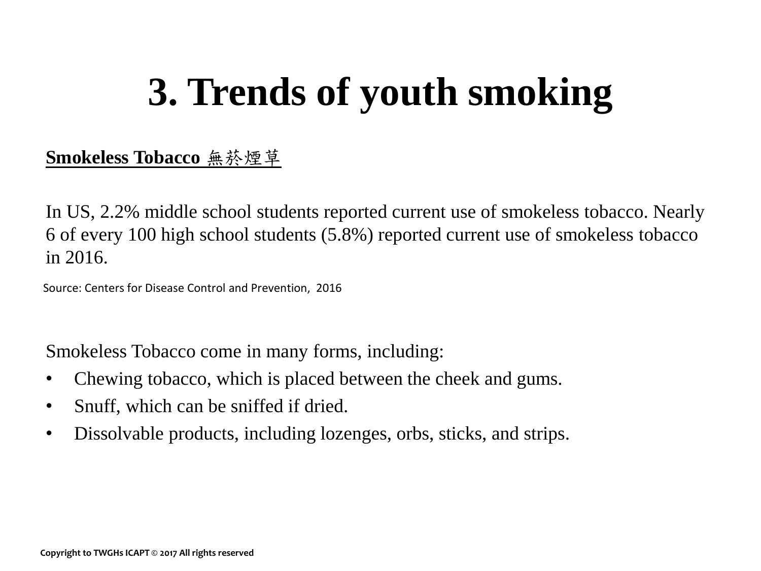# 3. Trends of youth smoking

**<u>Smokeless Tobacco 無菸煙草</u>**

In US, 2.2% middle school students reported current use of smokeless tobacco. Nearly 6 of every 100 high school students (5.8%) reported current use of smokeless tobacco in 2016.

Source: Centers for Disease Control and Prevention, 2016

Smokeless Tobacco come in many forms, including:

- Chewing tobacco, which is placed between the cheek and gums.
- Snuff, which can be sniffed if dried.
- Dissolvable products, including lozenges, orbs, sticks, and strips.

Copyright to TWGHs ICAPT © 2017 All rights reserved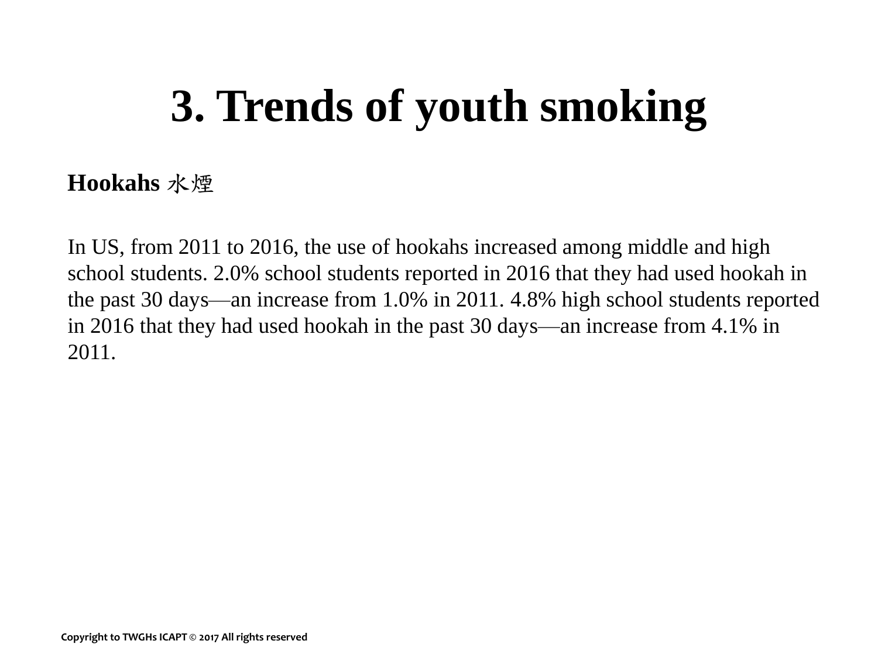# 3. Trends of youth smoking

**Hookahs 水煙**

In US, from 2011 to 2016, the use of hookahs increased among middle and high school students. 2.0% school students reported in 2016 that they had used hookah in the past 30 days—an increase from 1.0% in 2011. 4.8% high school students reported in 2016 that they had used hookah in the past 30 days—an increase from 4.1% in 2011.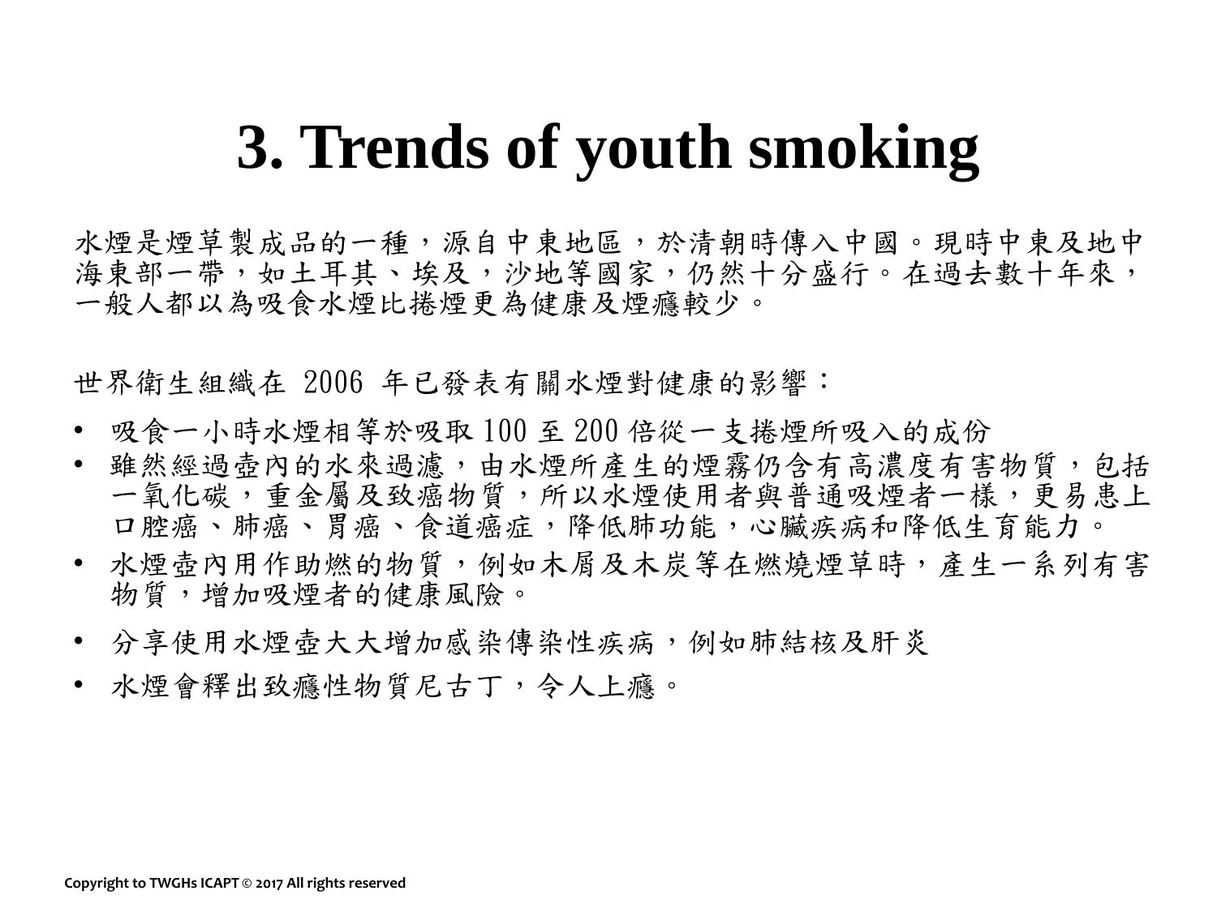# 3. Trends of youth smoking

水煙是煙草製成品的一種，源自中東地區，於清朝時傳入中國。現時中東及地中海東部一帶，如土耳其、埃及，沙地等國家，仍然十分盛行。在過去數十年來，一般人都以為吸食水煙比捲煙更為健康及煙癮較少。

世界衛生組織在 2006 年已發表有關水煙對健康的影響：

- 吸食一小時水煙相等於吸取 100 至 200 倍從一支捲煙所吸入的成份
- 雖然經過壺內的水來過濾，由水煙所產生的煙霧仍含有高濃度有害物質，包括一氧化碳，重金屬及致癌物質，所以水煙使用者與普通吸煙者一樣，更易患上口腔癌、肺癌、胃癌、食道癌症，降低肺功能，心臟疾病和降低生育能力。
- 水煙壺內用作助燃的物質，例如木屑及木炭等在燃燒煙草時，產生一系列有害物質，增加吸煙者的健康風險。
- 分享使用水煙壺大大增加感染傳染性疾病，例如肺結核及肝炎
- 水煙會釋出致癮性物質尼古丁，令人上癮。

Copyright to TWGHs ICAPT © 2017 All rights reserved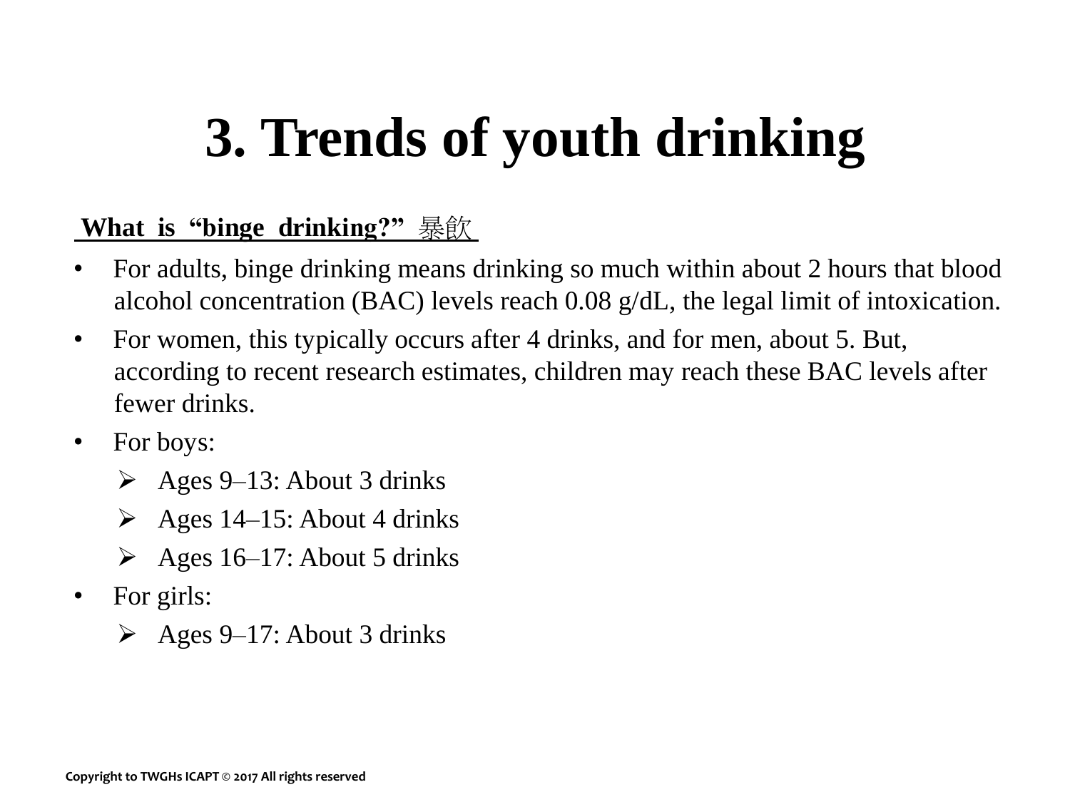# 3. Trends of youth drinking

**What is "binge drinking?" 暴飲**

- For adults, binge drinking means drinking so much within about 2 hours that blood alcohol concentration (BAC) levels reach 0.08 g/dL, the legal limit of intoxication.
- For women, this typically occurs after 4 drinks, and for men, about 5. But, according to recent research estimates, children may reach these BAC levels after fewer drinks.
- For boys:
  - Ages 9–13: About 3 drinks
  - Ages 14–15: About 4 drinks
  - Ages 16–17: About 5 drinks
- For girls:
  - Ages 9–17: About 3 drinks

Copyright to TWGHs ICAPT © 2017 All rights reserved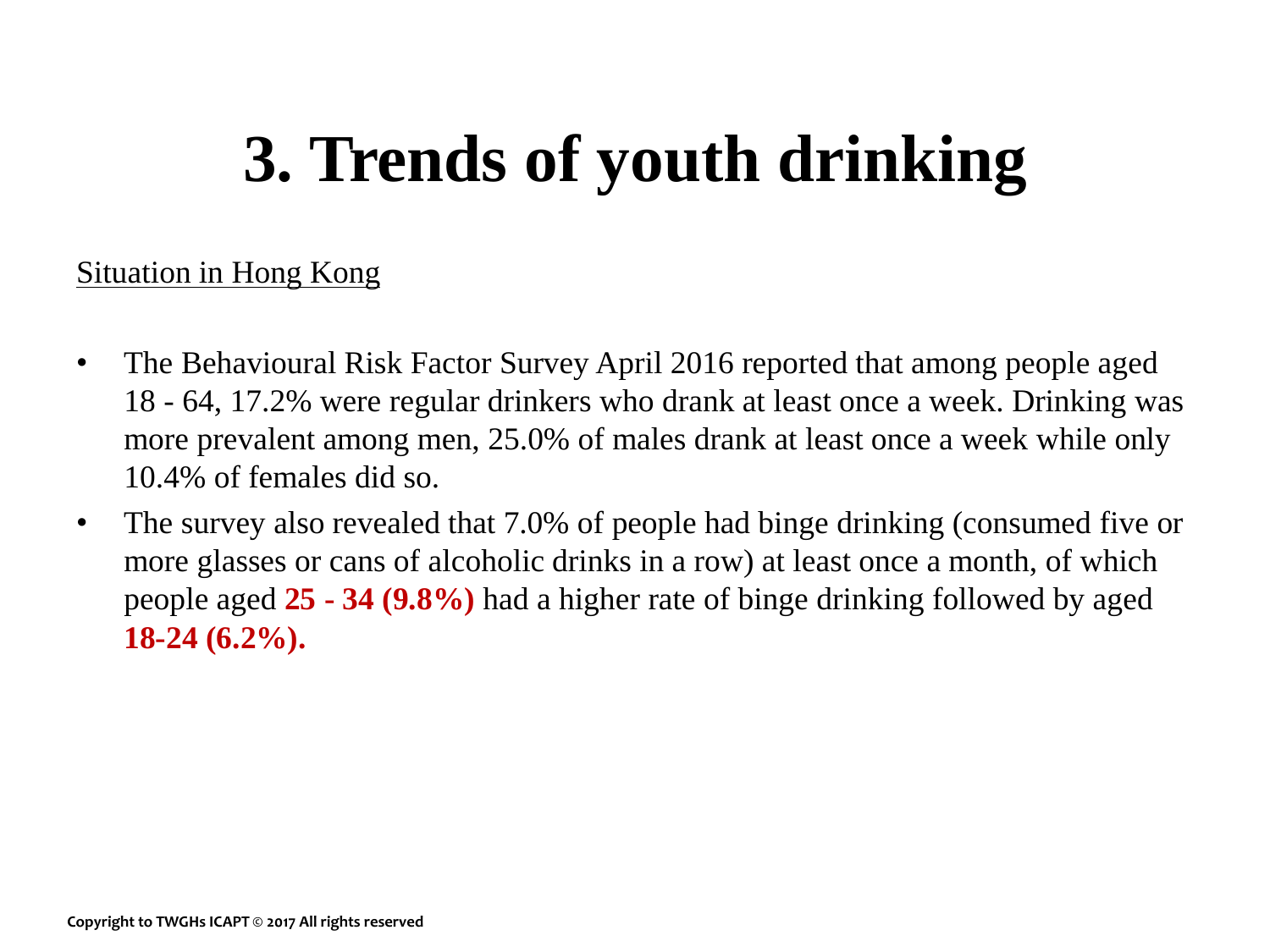# 3. Trends of youth drinking

Situation in Hong Kong

- The Behavioural Risk Factor Survey April 2016 reported that among people aged 18 - 64, 17.2% were regular drinkers who drank at least once a week. Drinking was more prevalent among men, 25.0% of males drank at least once a week while only 10.4% of females did so.
- The survey also revealed that 7.0% of people had binge drinking (consumed five or more glasses or cans of alcoholic drinks in a row) at least once a month, of which people aged **25 - 34 (9.8%)** had a higher rate of binge drinking followed by aged **18-24 (6.2%).**

Copyright to TWGHs ICAPT © 2017 All rights reserved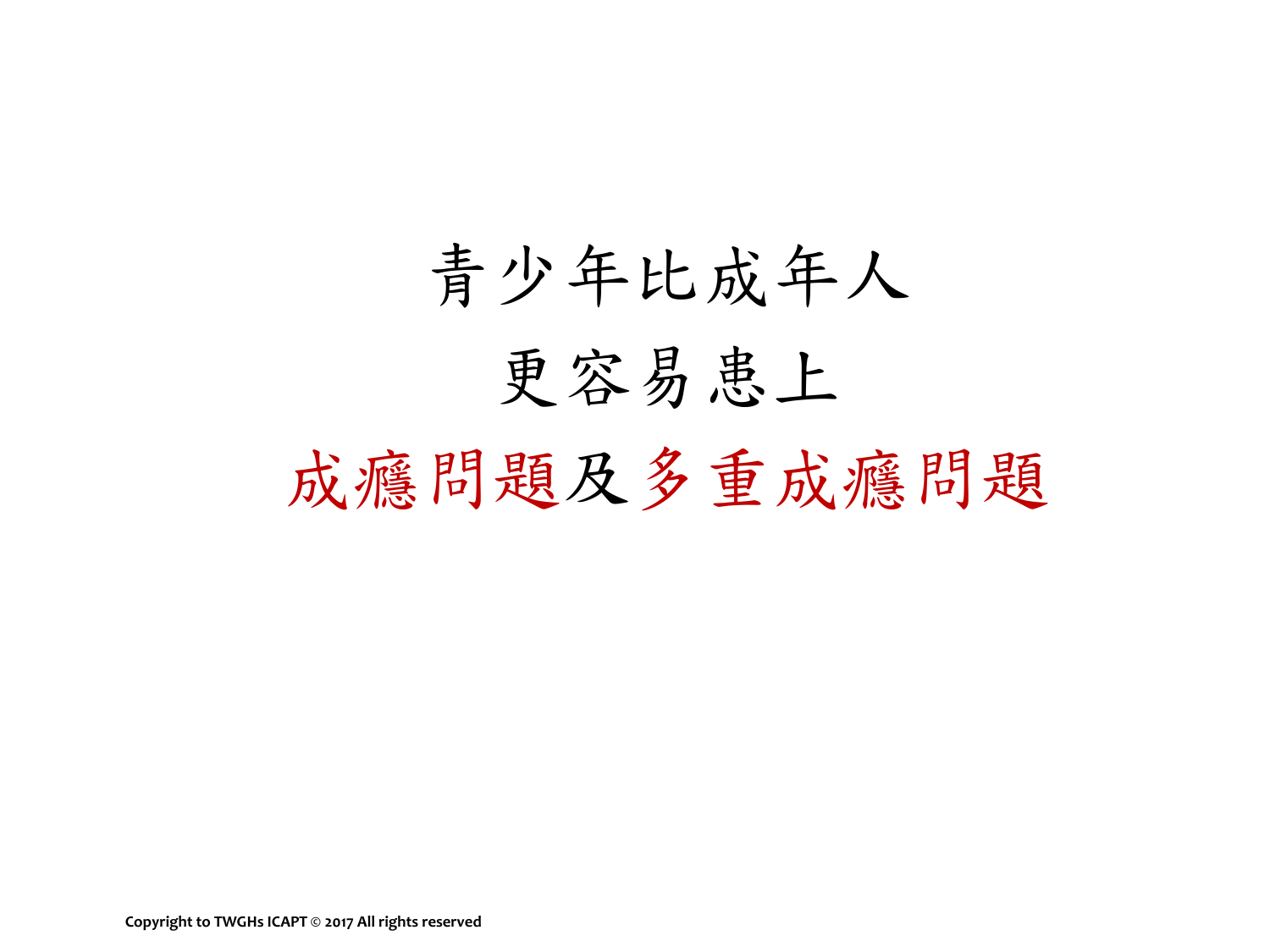青少年比成年人

更容易患上

**成癮問題**及**多重成癮問題**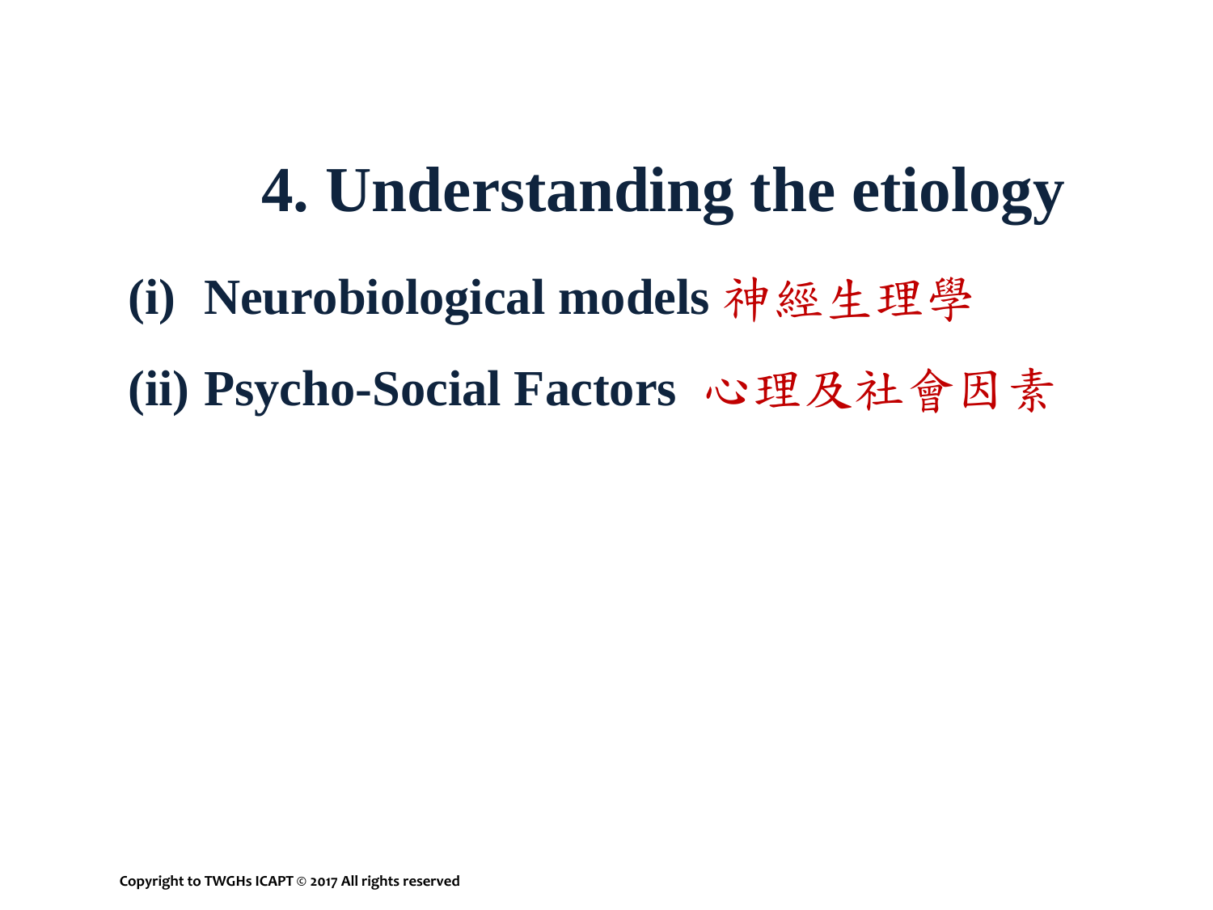# 4. Understanding the etiology

**(i) Neurobiological models** 神經生理學

**(ii) Psycho-Social Factors** 心理及社會因素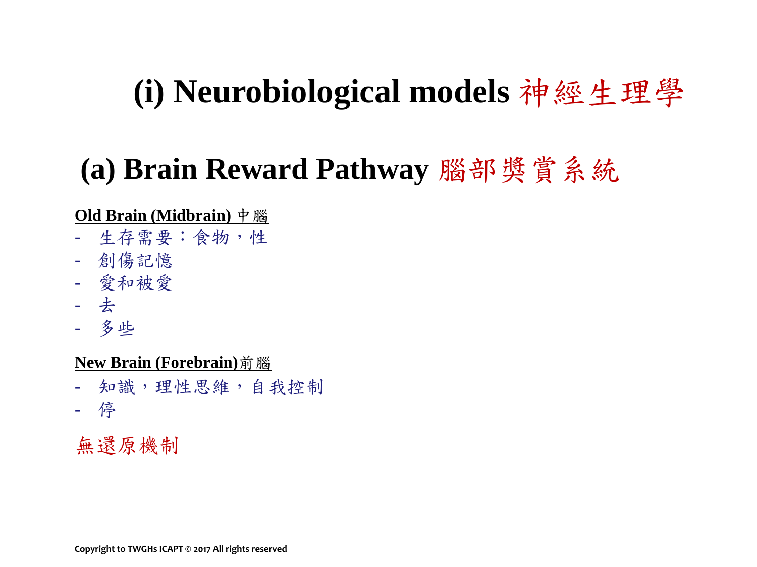# (i) Neurobiological models 神經生理學

## (a) Brain Reward Pathway 腦部獎賞系統

**Old Brain (Midbrain) 中腦**

- 生存需要：食物，性
- 創傷記憶
- 愛和被愛
- 去
- 多些

**New Brain (Forebrain)前腦**

- 知識，理性思維，自我控制
- 停

無還原機制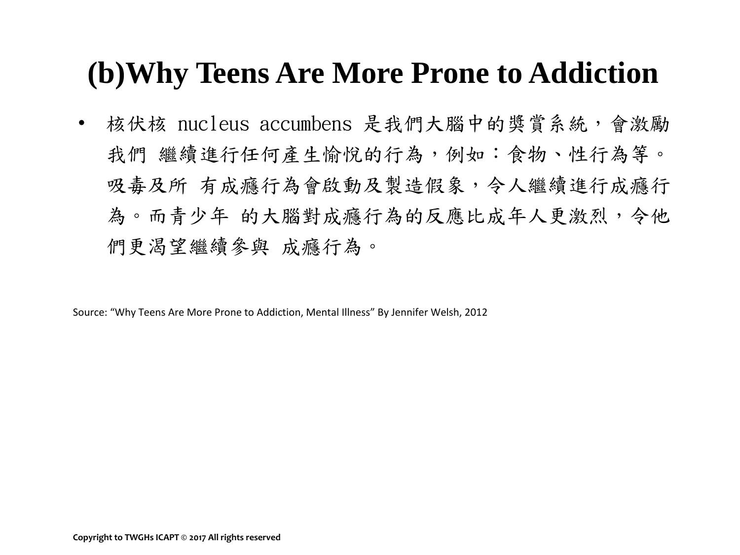# (b)Why Teens Are More Prone to Addiction

- 核伏核 nucleus accumbens 是我們大腦中的獎賞系統，會激勵我們 繼續進行任何產生愉悅的行為，例如：食物、性行為等。吸毒及所 有成癮行為會啟動及製造假象，令人繼續進行成癮行為。而青少年 的大腦對成癮行為的反應比成年人更激烈，令他們更渴望繼續參與 成癮行為。

Source: “Why Teens Are More Prone to Addiction, Mental Illness” By Jennifer Welsh, 2012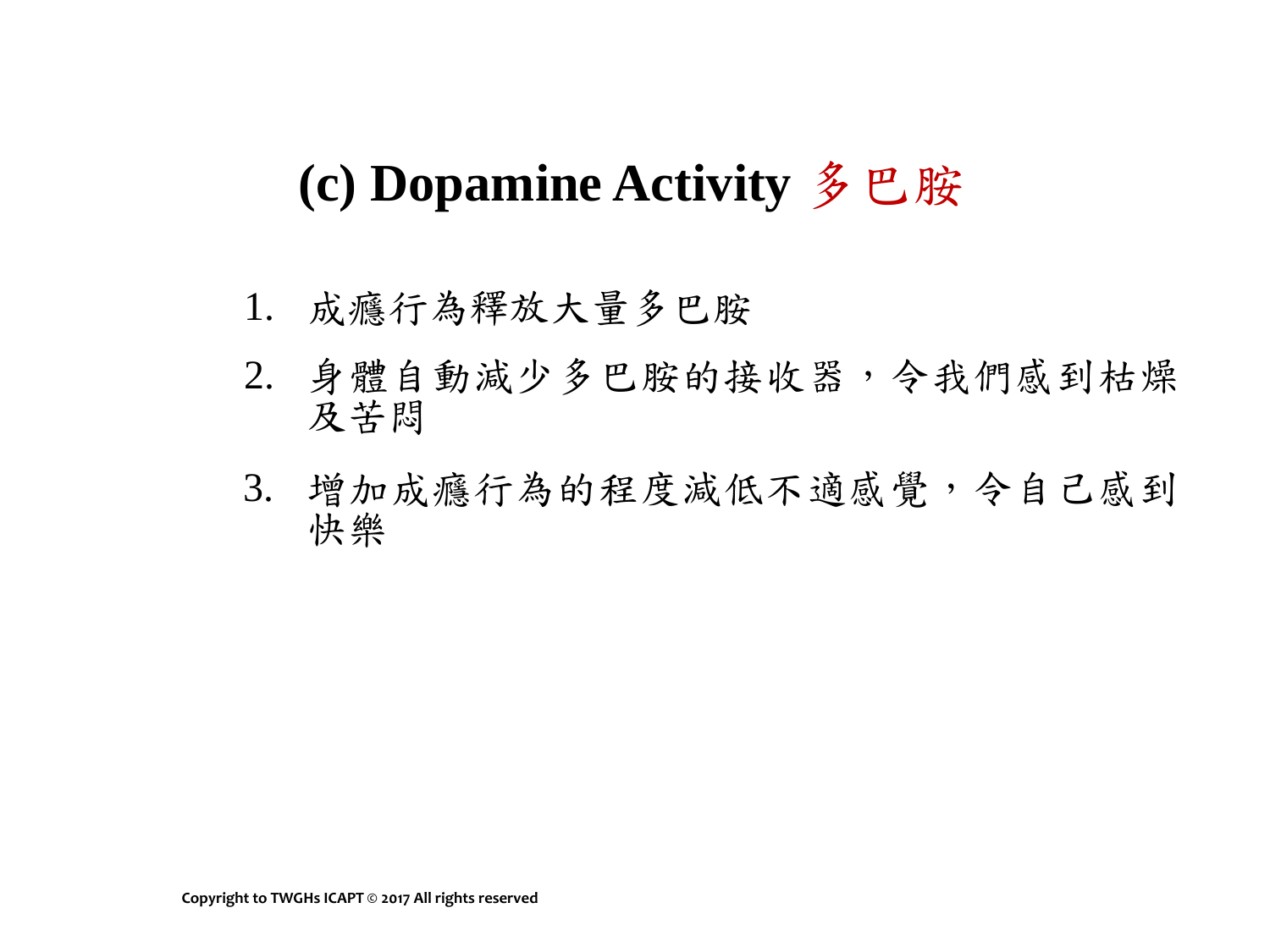# (c) Dopamine Activity 多巴胺

1. 成癮行為釋放大量多巴胺
2. 身體自動減少多巴胺的接收器，令我們感到枯燥及苦悶
3. 增加成癮行為的程度減低不適感覺，令自己感到快樂

Copyright to TWGHs ICAPT © 2017 All rights reserved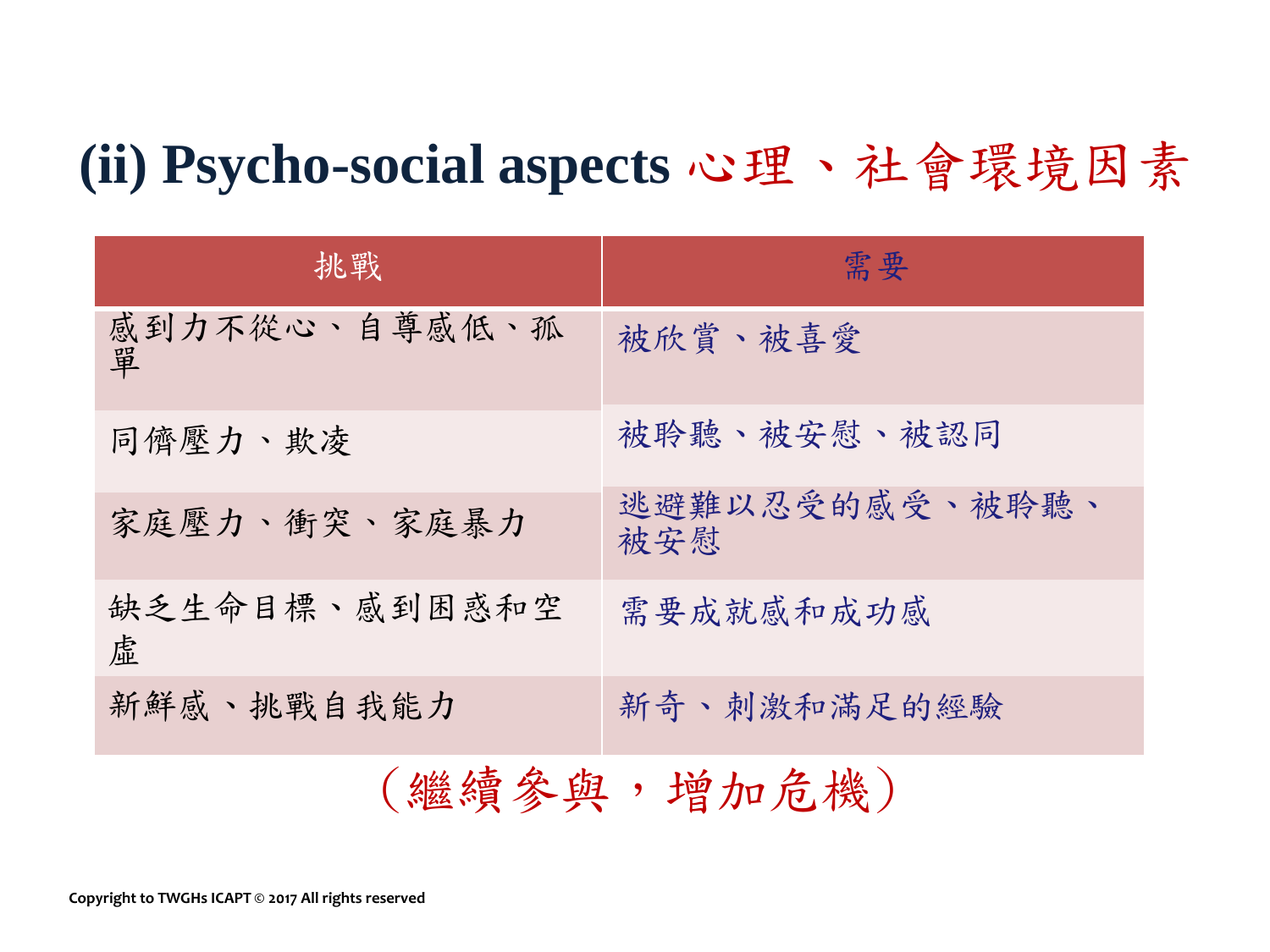# (ii) Psycho-social aspects 心理、社會環境因素

| 挑戰 | 需要 |
| --- | --- |
| 感到力不從心、自尊感低、孤單 | 被欣賞、被喜愛 |
| 同儕壓力、欺凌 | 被聆聽、被安慰、被認同 |
| 家庭壓力、衝突、家庭暴力 | 逃避難以忍受的感受、被聆聽、被安慰 |
| 缺乏生命目標、感到困惑和空虛 | 需要成就感和成功感 |
| 新鮮感、挑戰自我能力 | 新奇、刺激和滿足的經驗 |

（繼續參與，增加危機）

Copyright to TWGHs ICAPT © 2017 All rights reserved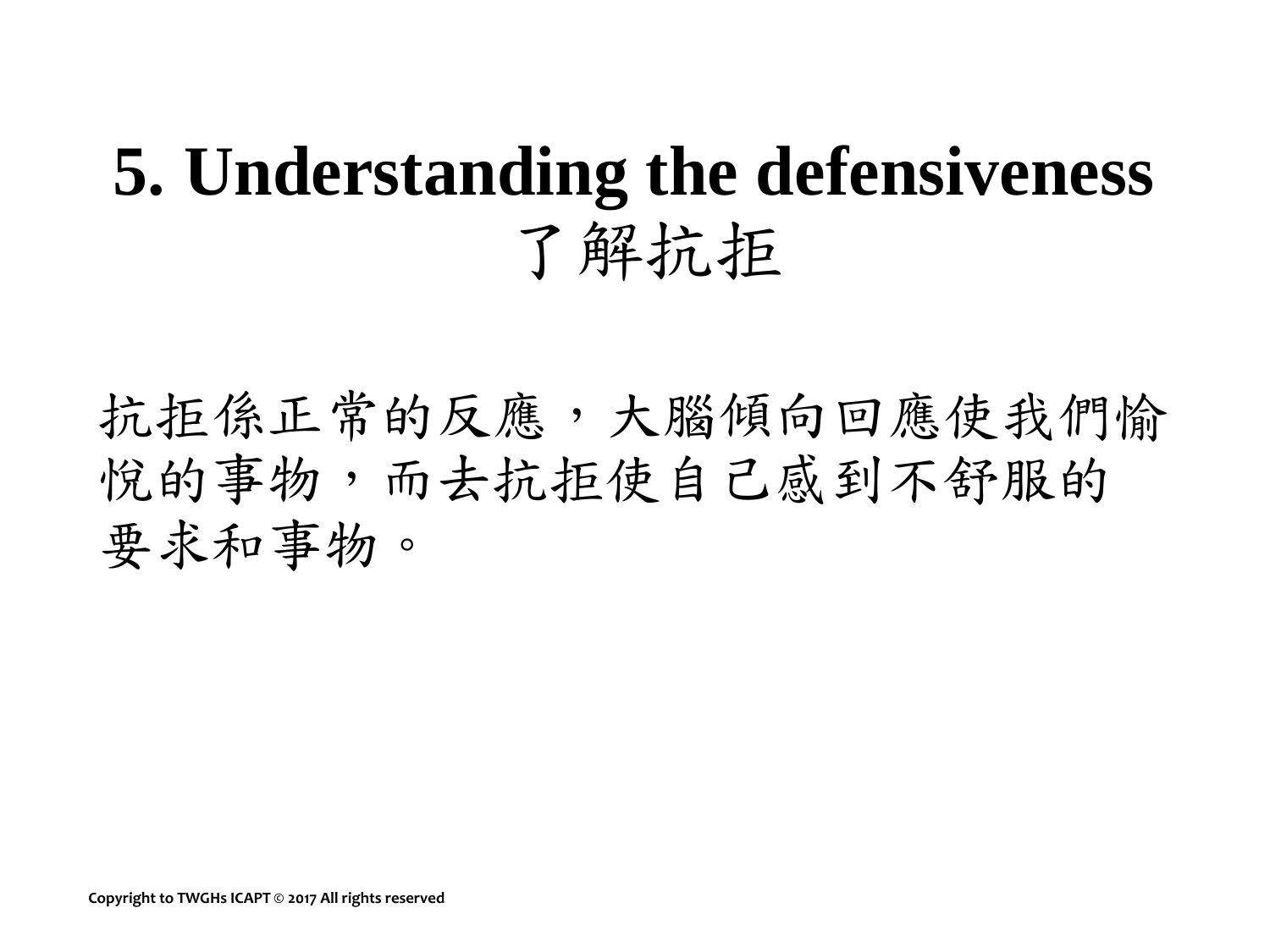# 5. Understanding the defensiveness 了解抗拒

抗拒係正常的反應，大腦傾向回應使我們愉悅的事物，而去抗拒使自己感到不舒服的要求和事物。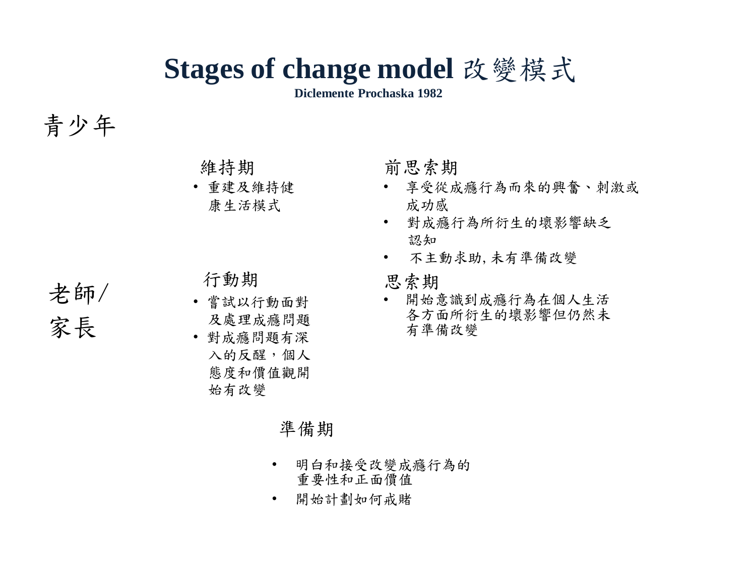# Stages of change model 改變模式

**Diclemente Prochaska 1982**

青少年

老師/家長

### 前思索期

- 享受從成癮行為而來的興奮、刺激或成功感
- 對成癮行為所衍生的壞影響缺乏認知
- 不主動求助, 未有準備改變

### 思索期

- 開始意識到成癮行為在個人生活各方面所衍生的壞影響但仍然未有準備改變

### 準備期

- 明白和接受改變成癮行為的重要性和正面價值
- 開始計劃如何戒賭

### 行動期

- 嘗試以行動面對及處理成癮問題
- 對成癮問題有深入的反醒，個人態度和價值觀開始有改變

### 維持期

- 重建及維持健康生活模式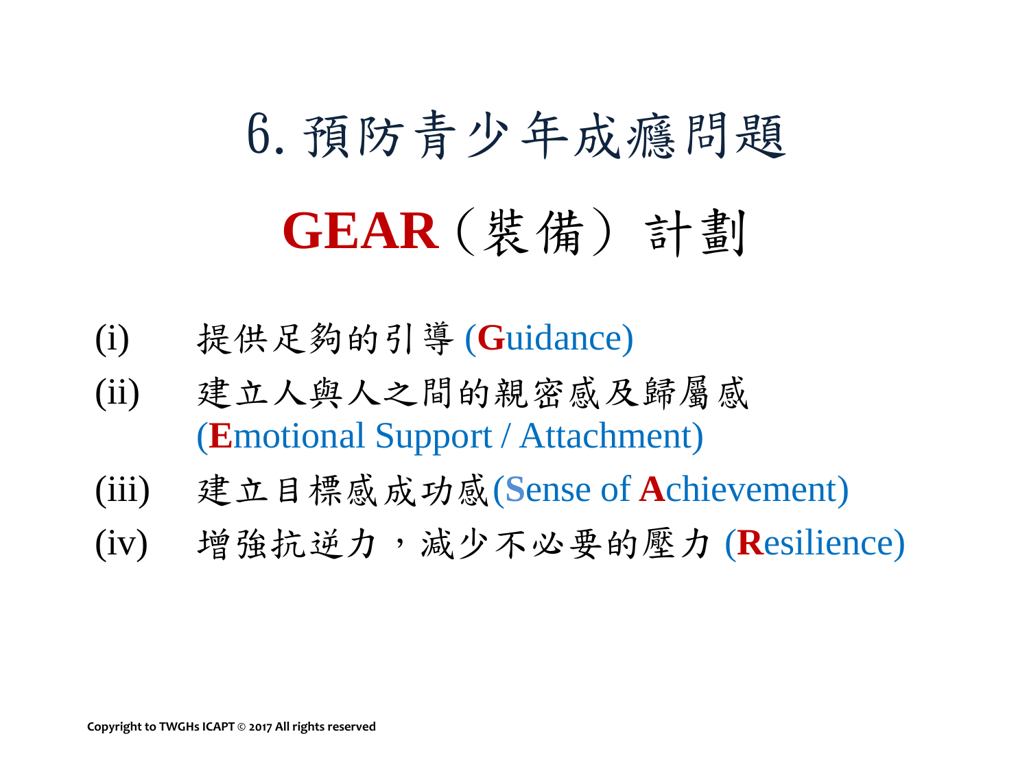# 6. 預防青少年成癮問題

## **GEAR**（裝備）計劃

(i) 提供足夠的引導 (**G**uidance)

(ii) 建立人與人之間的親密感及歸屬感 (**E**motional Support / Attachment)

(iii) 建立目標感成功感(**S**ense of **A**chievement)

(iv) 增強抗逆力，減少不必要的壓力 (**R**esilience)

Copyright to TWGHs ICAPT © 2017 All rights reserved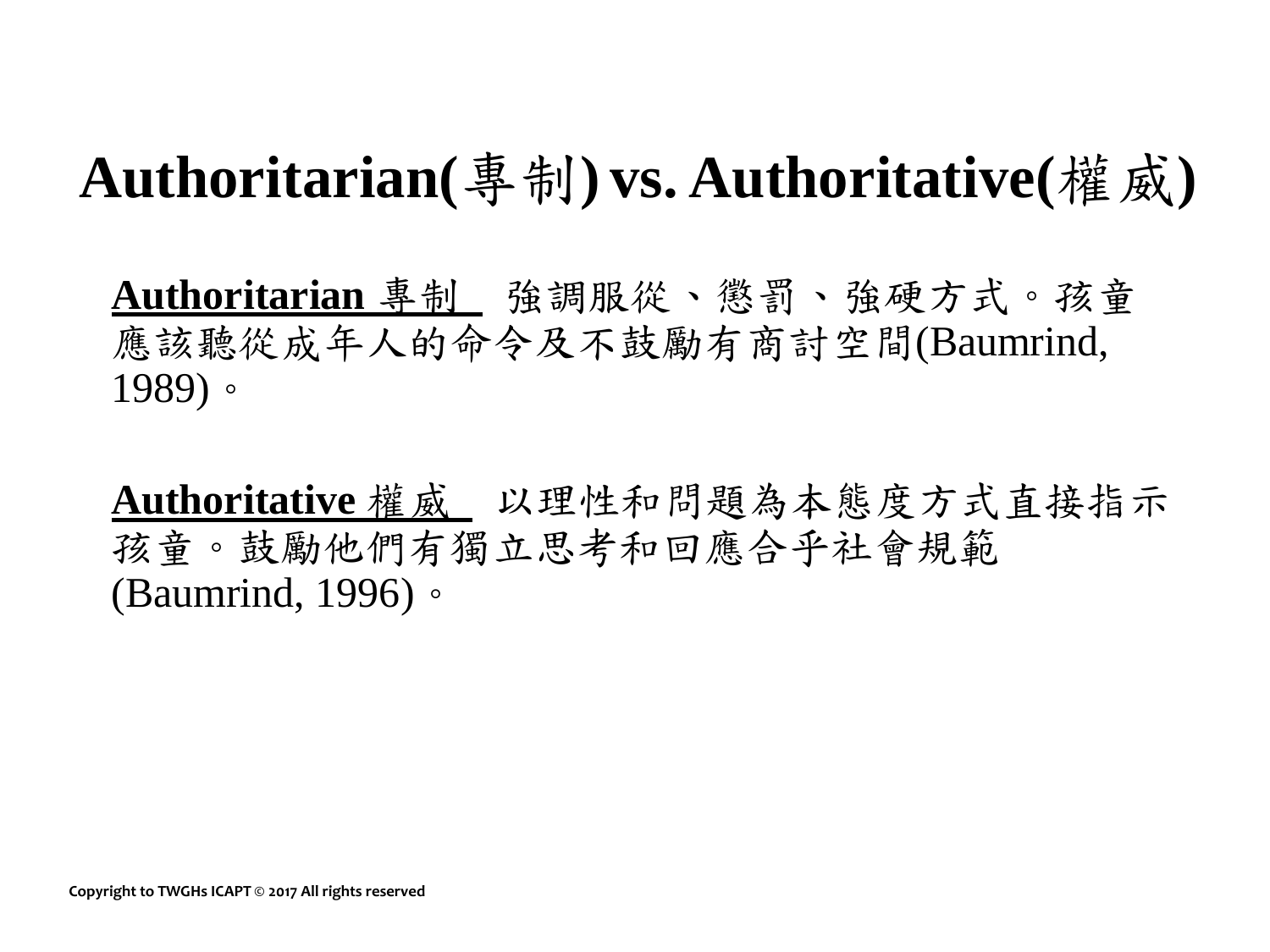# Authoritarian(專制) vs. Authoritative(權威)

**Authoritarian** 專制 強調服從、懲罰、強硬方式。孩童應該聽從成年人的命令及不鼓勵有商討空間(Baumrind, 1989)。

**Authoritative** 權威 以理性和問題為本態度方式直接指示孩童。鼓勵他們有獨立思考和回應合乎社會規範(Baumrind, 1996)。

Copyright to TWGHs ICAPT © 2017 All rights reserved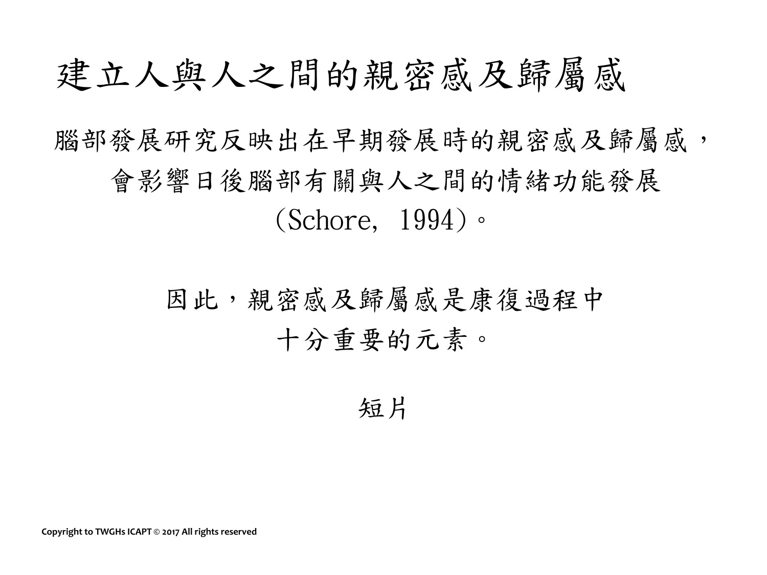# 建立人與人之間的親密感及歸屬感

腦部發展研究反映出在早期發展時的親密感及歸屬感，會影響日後腦部有關與人之間的情緒功能發展(Schore, 1994)。

因此，親密感及歸屬感是康復過程中十分重要的元素。

短片

Copyright to TWGHs ICAPT © 2017 All rights reserved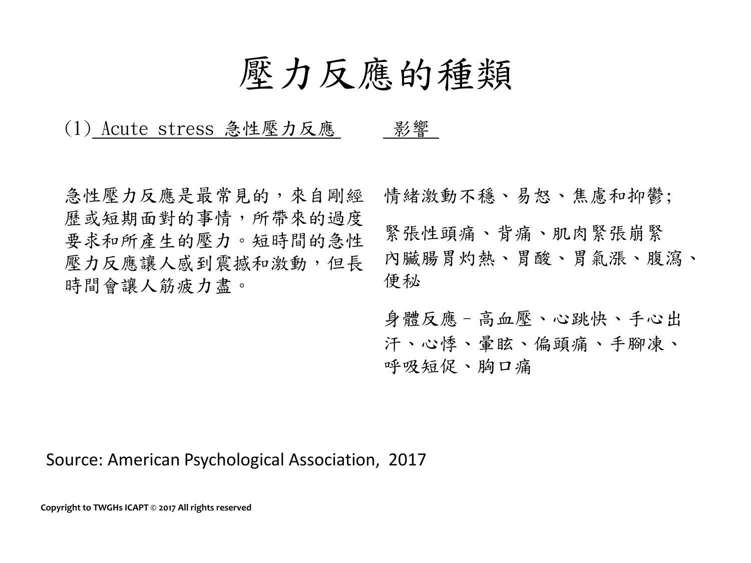# 壓力反應的種類

(1) Acute stress 急性壓力反應

急性壓力反應是最常見的，來自剛經歷或短期面對的事情，所帶來的過度要求和所產生的壓力。短時間的急性壓力反應讓人感到震撼和激動，但長時間會讓人筋疲力盡。

影響

情緒激動不穩、易怒、焦慮和抑鬱;

緊張性頭痛、背痛、肌肉緊張崩緊
內臟腸胃灼熱、胃酸、胃氣漲、腹瀉、便秘

身體反應 – 高血壓、心跳快、手心出汗、心悸、暈眩、偏頭痛、手腳凍、呼吸短促、胸口痛

Source: American Psychological Association, 2017

**Copyright to TWGHs ICAPT © 2017 All rights reserved**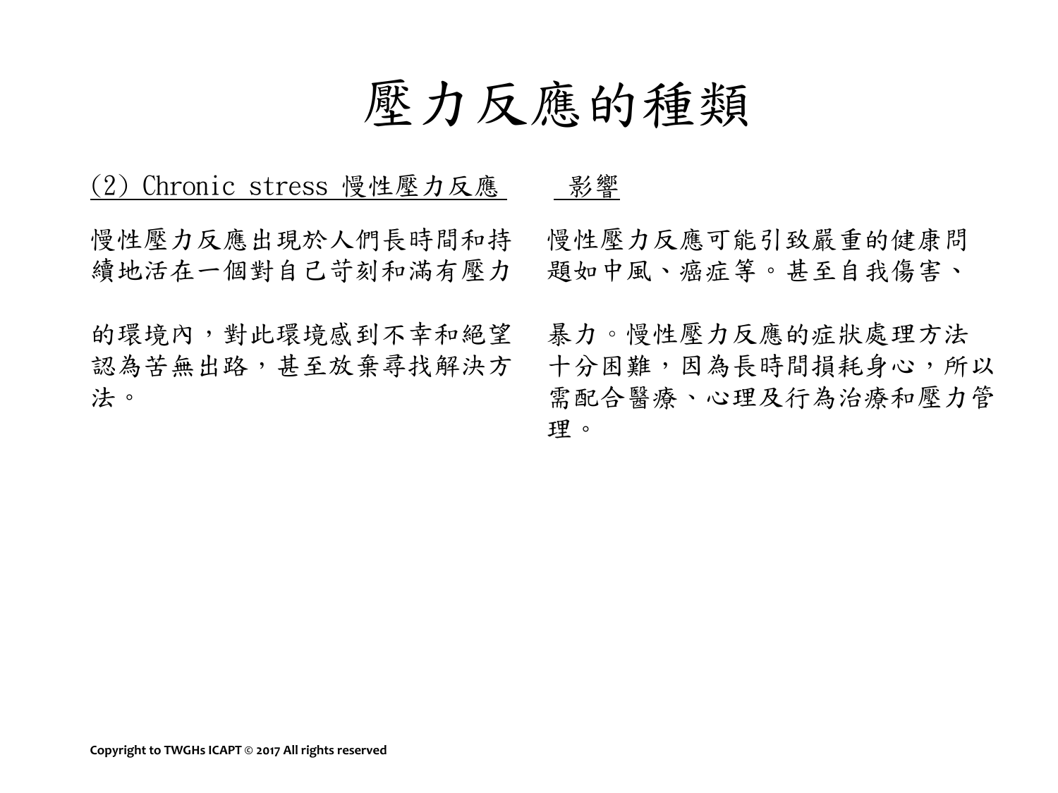# 壓力反應的種類

(2) Chronic stress 慢性壓力反應

慢性壓力反應出現於人們長時間和持續地活在一個對自己苛刻和滿有壓力的環境內，對此環境感到不幸和絕望認為苦無出路，甚至放棄尋找解決方法。

影響

慢性壓力反應可能引致嚴重的健康問題如中風、癌症等。甚至自我傷害、暴力。慢性壓力反應的症狀處理方法十分困難，因為長時間損耗身心，所以需配合醫療、心理及行為治療和壓力管理。

Copyright to TWGHs ICAPT © 2017 All rights reserved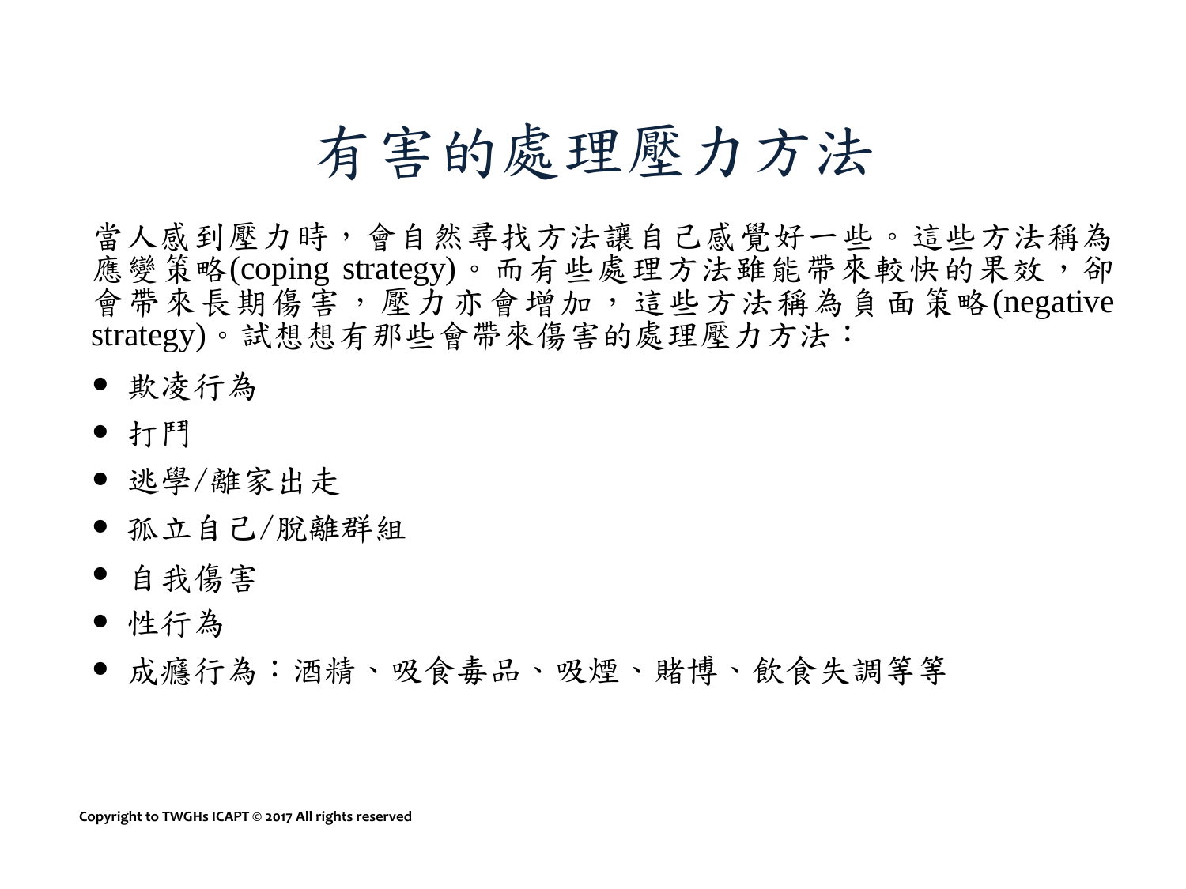# 有害的處理壓力方法

當人感到壓力時，會自然尋找方法讓自己感覺好一些。這些方法稱為應變策略(coping strategy)。而有些處理方法雖能帶來較快的果效，卻會帶來長期傷害，壓力亦會增加，這些方法稱為負面策略(negative strategy)。試想想有那些會帶來傷害的處理壓力方法：

- 欺凌行為
- 打鬥
- 逃學/離家出走
- 孤立自己/脫離群組
- 自我傷害
- 性行為
- 成癮行為：酒精、吸食毒品、吸煙、賭博、飲食失調等等

Copyright to TWGHs ICAPT © 2017 All rights reserved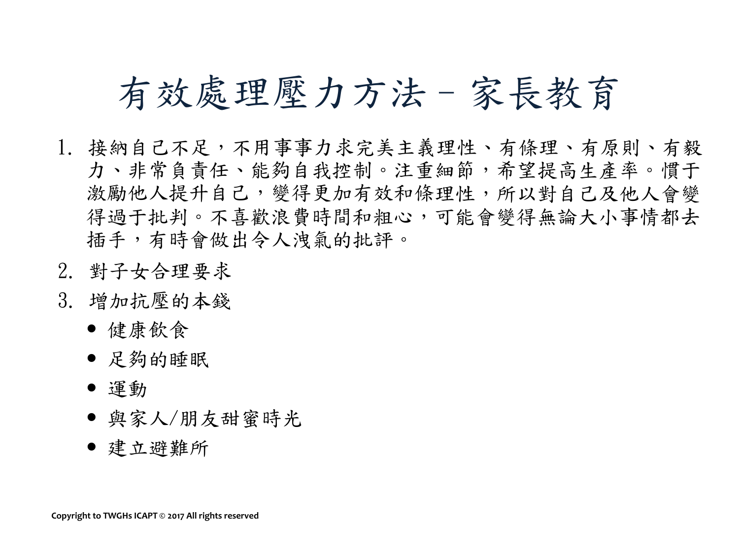# 有效處理壓力方法 - 家長教育

1. 接納自己不足，不用事事力求完美主義理性、有條理、有原則、有毅力、非常負責任、能夠自我控制。注重細節，希望提高生產率。慣于激勵他人提升自己，變得更加有效和條理性，所以對自己及他人會變得過于批判。不喜歡浪費時間和粗心，可能會變得無論大小事情都去插手，有時會做出令人洩氣的批評。
2. 對子女合理要求
3. 增加抗壓的本錢
   - 健康飲食
   - 足夠的睡眠
   - 運動
   - 與家人/朋友甜蜜時光
   - 建立避難所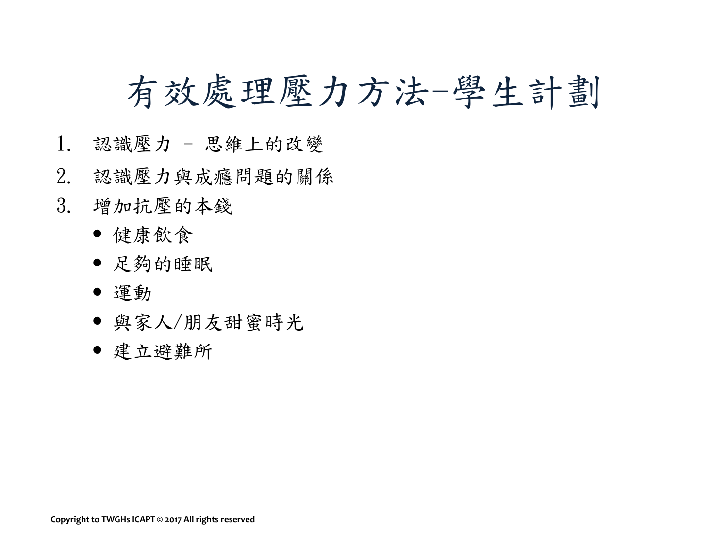# 有效處理壓力方法–學生計劃

1. 認識壓力 – 思維上的改變
2. 認識壓力與成癮問題的關係
3. 增加抗壓的本錢
   - 健康飲食
   - 足夠的睡眠
   - 運動
   - 與家人/朋友甜蜜時光
   - 建立避難所

Copyright to TWGHs ICAPT © 2017 All rights reserved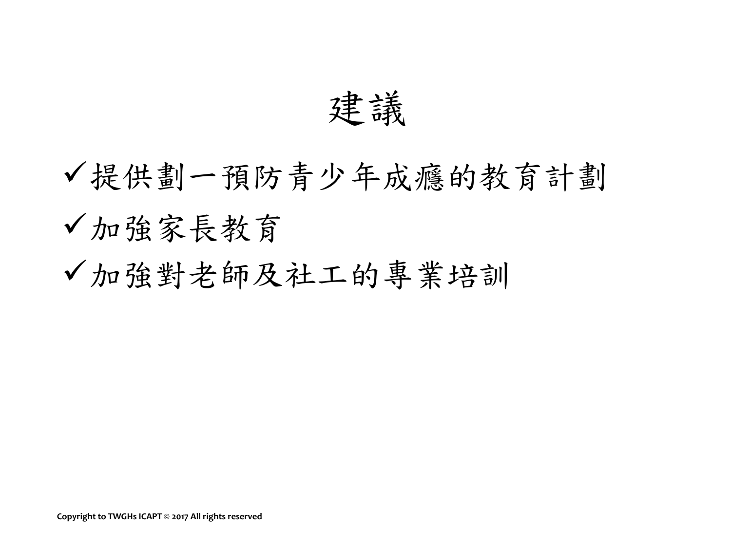# 建議

- ✓提供劃一預防青少年成癮的教育計劃
- ✓加強家長教育
- ✓加強對老師及社工的專業培訓

Copyright to TWGHs ICAPT © 2017 All rights reserved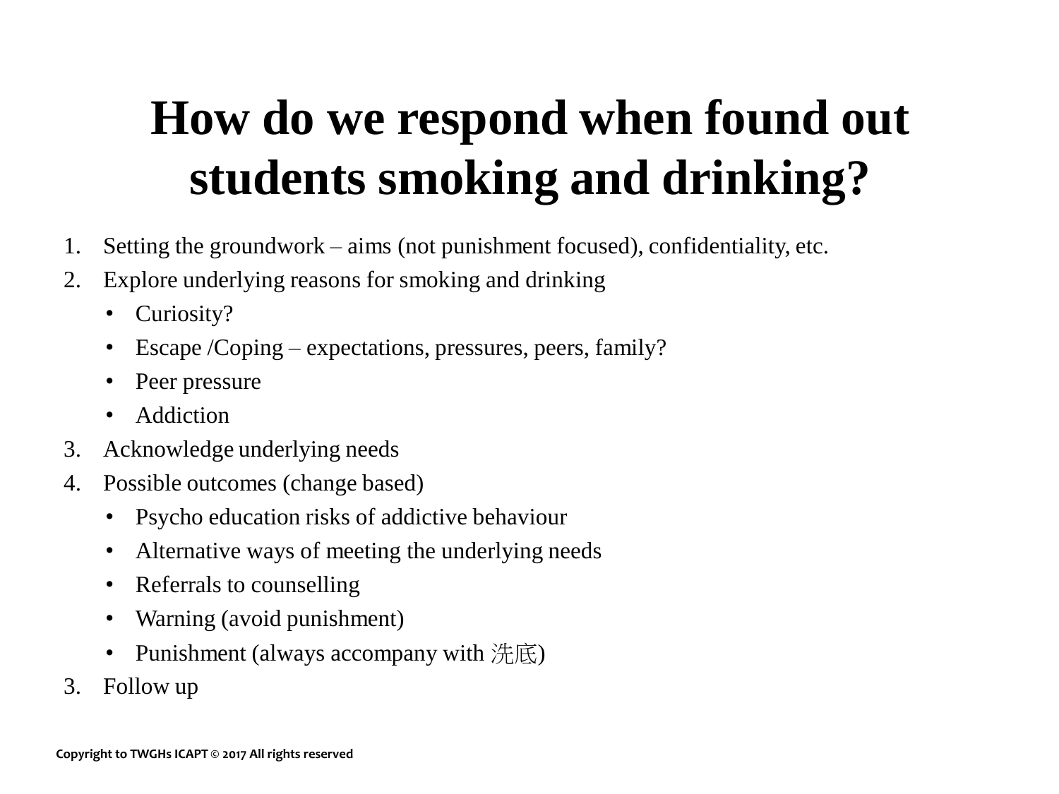# How do we respond when found out students smoking and drinking?

1. Setting the groundwork – aims (not punishment focused), confidentiality, etc.
2. Explore underlying reasons for smoking and drinking
   - Curiosity?
   - Escape /Coping – expectations, pressures, peers, family?
   - Peer pressure
   - Addiction
3. Acknowledge underlying needs
4. Possible outcomes (change based)
   - Psycho education risks of addictive behaviour
   - Alternative ways of meeting the underlying needs
   - Referrals to counselling
   - Warning (avoid punishment)
   - Punishment (always accompany with 洗底)

3. Follow up

Copyright to TWGHs ICAPT © 2017 All rights reserved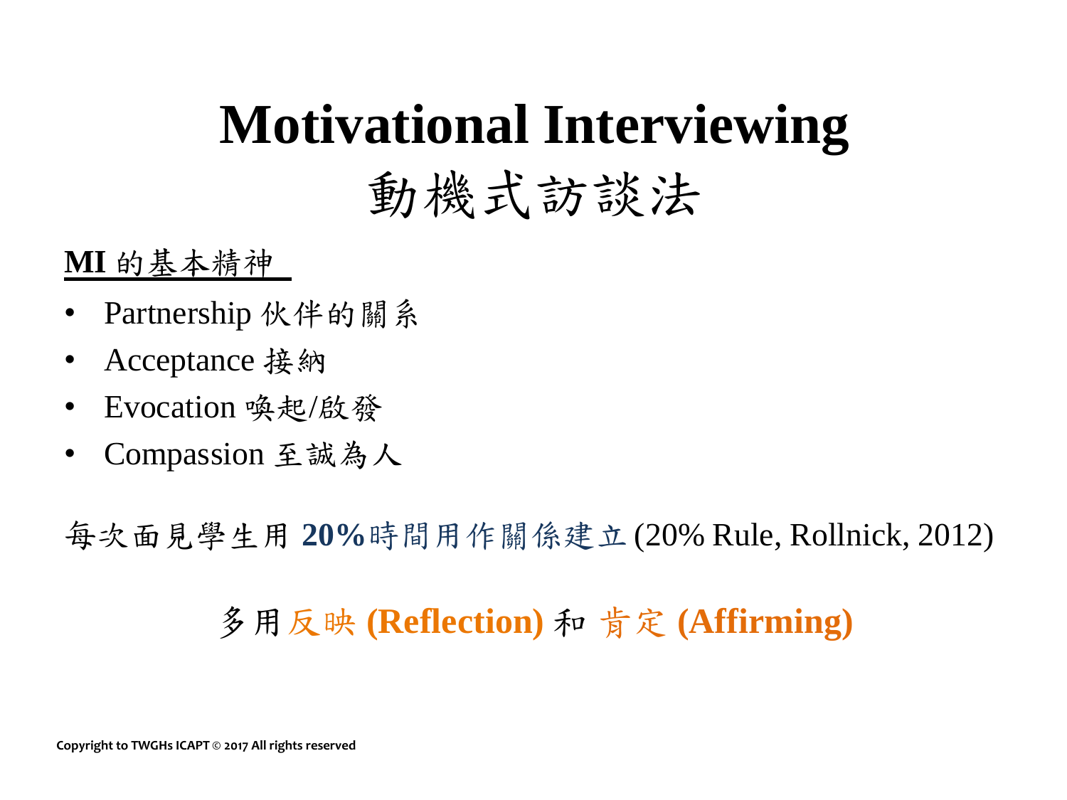# Motivational Interviewing
# 動機式訪談法

**MI 的基本精神**

- Partnership 伙伴的關系
- Acceptance 接納
- Evocation 喚起/啟發
- Compassion 至誠為人

每次面見學生用 **20%**時間用作關係建立 (20% Rule, Rollnick, 2012)

多用反映 **(Reflection)** 和 肯定 **(Affirming)**

Copyright to TWGHs ICAPT © 2017 All rights reserved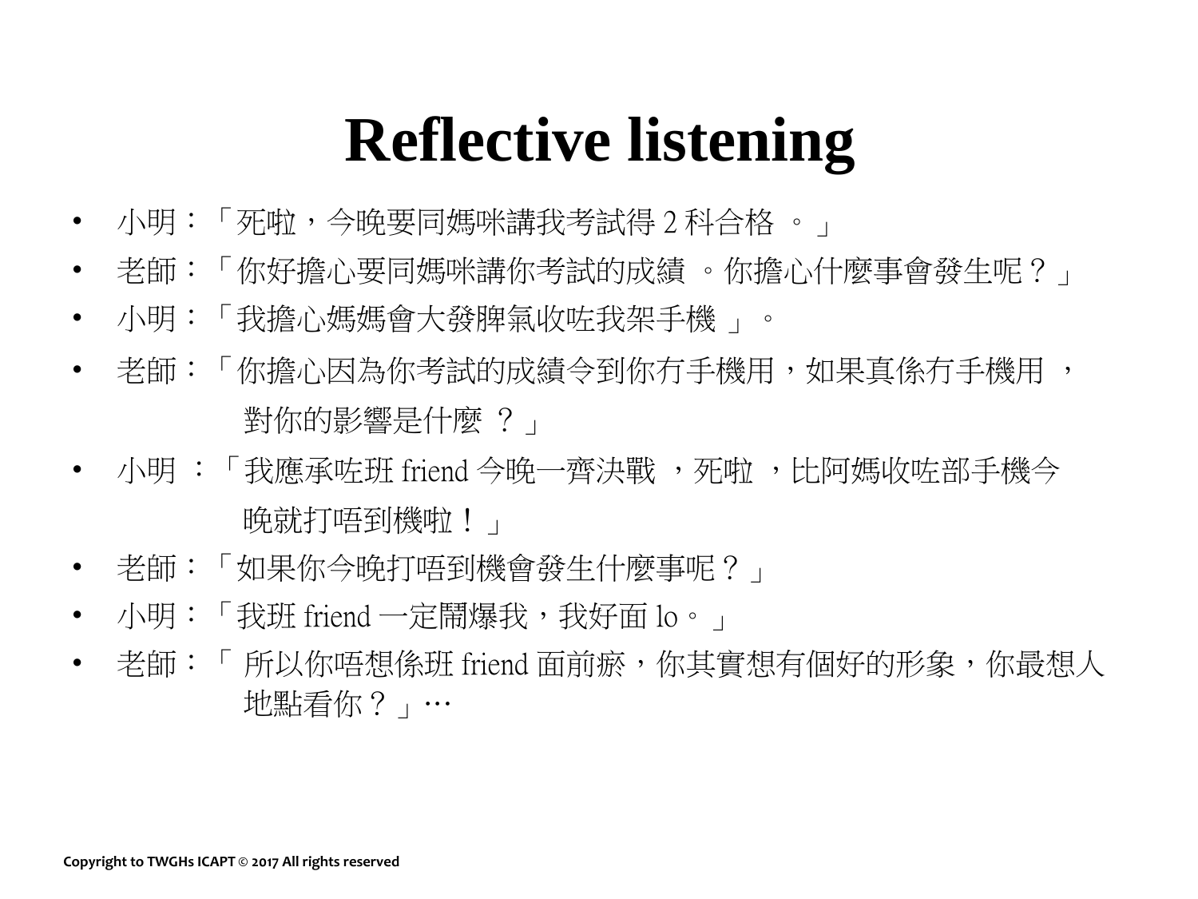# Reflective listening

- 小明：「死啦，今晚要同媽咪講我考試得 2 科合格 。」
- 老師：「你好擔心要同媽咪講你考試的成績 。你擔心什麼事會發生呢？」
- 小明：「我擔心媽媽會大發脾氣收咗我架手機 」。
- 老師：「你擔心因為你考試的成績令到你冇手機用，如果真係冇手機用 ，對你的影響是什麼 ？」
- 小明 ：「我應承咗班 friend 今晚一齊決戰 ，死啦 ，比阿媽收咗部手機今晚就打唔到機啦！」
- 老師：「如果你今晚打唔到機會發生什麼事呢？」
- 小明：「我班 friend 一定鬧爆我，我好面 lo。」
- 老師：「 所以你唔想係班 friend 面前瘀，你其實想有個好的形象，你最想人地點看你？」…

Copyright to TWGHs ICAPT © 2017 All rights reserved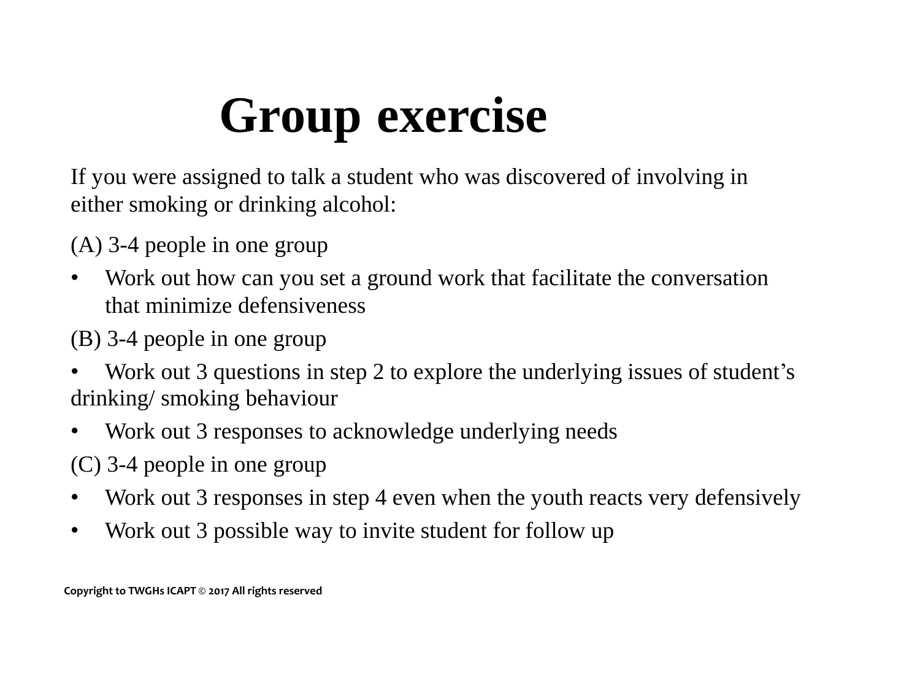# Group exercise

If you were assigned to talk a student who was discovered of involving in either smoking or drinking alcohol:

(A) 3-4 people in one group

- Work out how can you set a ground work that facilitate the conversation that minimize defensiveness

(B) 3-4 people in one group

- Work out 3 questions in step 2 to explore the underlying issues of student's drinking/ smoking behaviour
- Work out 3 responses to acknowledge underlying needs

(C) 3-4 people in one group

- Work out 3 responses in step 4 even when the youth reacts very defensively
- Work out 3 possible way to invite student for follow up

**Copyright to TWGHs ICAPT © 2017 All rights reserved**